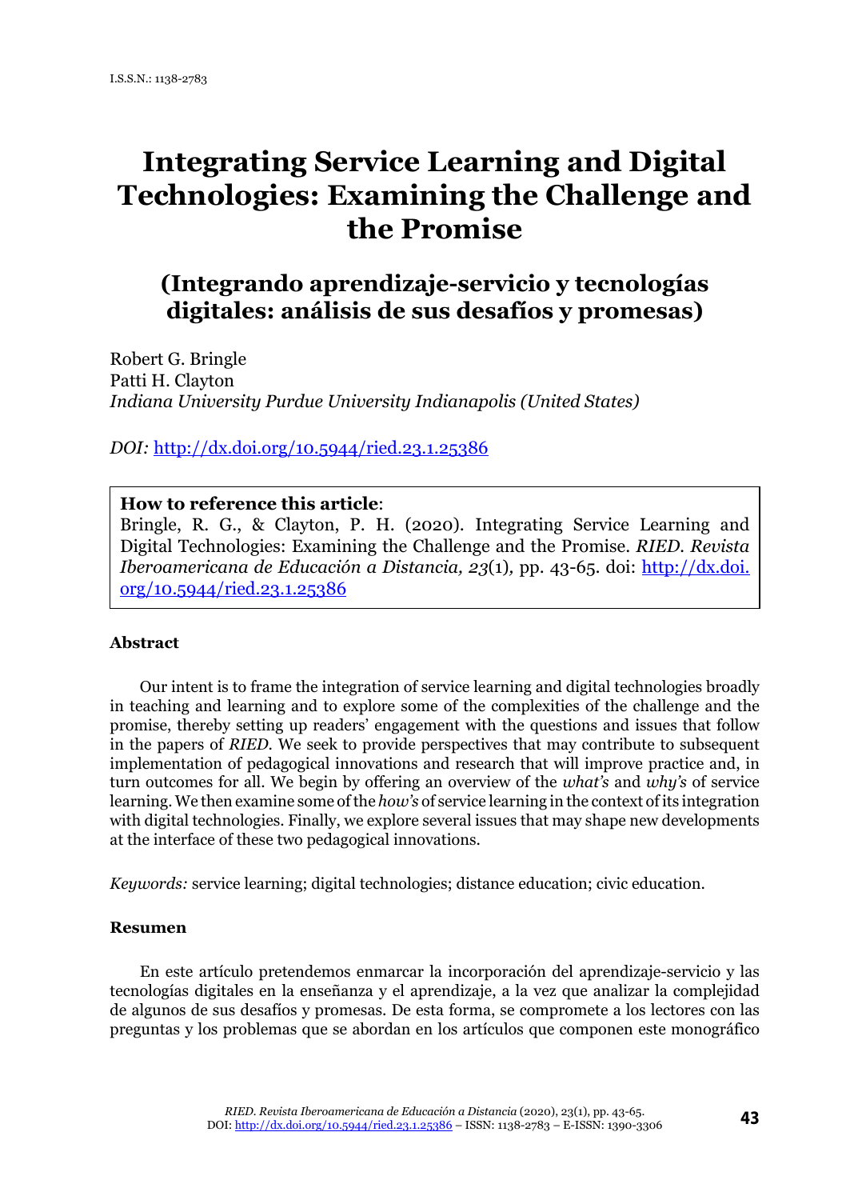I.S.S.N.: 1138-2783

# Integrating Service Learning and Digital Technologies: Examining the Challenge and the Promise

## (Integrando aprendizaje-servicio y tecnologías digitales: análisis de sus desafíos y promesas)

Robert G. Bringle
Patti H. Clayton
*Indiana University Purdue University Indianapolis (United States)*

*DOI:* http://dx.doi.org/10.5944/ried.23.1.25386

**How to reference this article**:
Bringle, R. G., & Clayton, P. H. (2020). Integrating Service Learning and Digital Technologies: Examining the Challenge and the Promise. *RIED. Revista Iberoamericana de Educación a Distancia, 23*(1), pp. 43-65. doi: http://dx.doi.org/10.5944/ried.23.1.25386

**Abstract**

Our intent is to frame the integration of service learning and digital technologies broadly in teaching and learning and to explore some of the complexities of the challenge and the promise, thereby setting up readers' engagement with the questions and issues that follow in the papers of *RIED*. We seek to provide perspectives that may contribute to subsequent implementation of pedagogical innovations and research that will improve practice and, in turn outcomes for all. We begin by offering an overview of the *what's* and *why's* of service learning. We then examine some of the *how's* of service learning in the context of its integration with digital technologies. Finally, we explore several issues that may shape new developments at the interface of these two pedagogical innovations.

*Keywords:* service learning; digital technologies; distance education; civic education.

**Resumen**

En este artículo pretendemos enmarcar la incorporación del aprendizaje-servicio y las tecnologías digitales en la enseñanza y el aprendizaje, a la vez que analizar la complejidad de algunos de sus desafíos y promesas. De esta forma, se compromete a los lectores con las preguntas y los problemas que se abordan en los artículos que componen este monográfico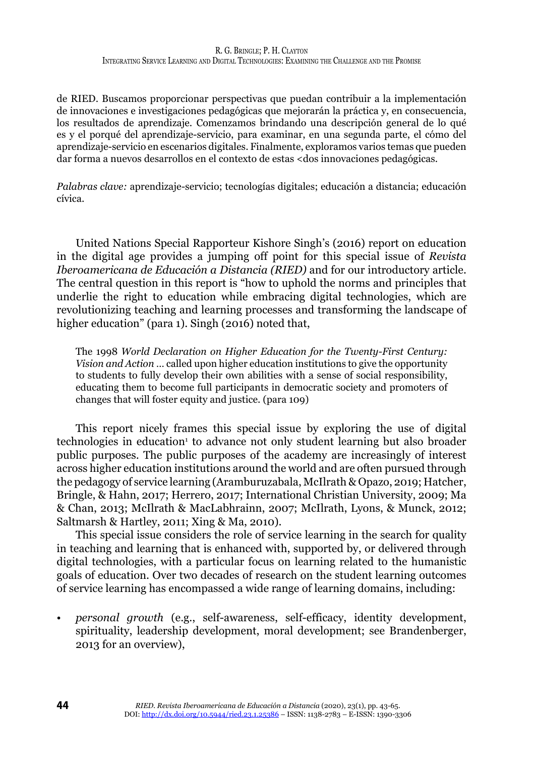de RIED. Buscamos proporcionar perspectivas que puedan contribuir a la implementación de innovaciones e investigaciones pedagógicas que mejorarán la práctica y, en consecuencia, los resultados de aprendizaje. Comenzamos brindando una descripción general de lo qué es y el porqué del aprendizaje-servicio, para examinar, en una segunda parte, el cómo del aprendizaje-servicio en escenarios digitales. Finalmente, exploramos varios temas que pueden dar forma a nuevos desarrollos en el contexto de estas <dos innovaciones pedagógicas.

*Palabras clave:* aprendizaje-servicio; tecnologías digitales; educación a distancia; educación cívica.

United Nations Special Rapporteur Kishore Singh's (2016) report on education in the digital age provides a jumping off point for this special issue of *Revista Iberoamericana de Educación a Distancia (RIED)* and for our introductory article. The central question in this report is "how to uphold the norms and principles that underlie the right to education while embracing digital technologies, which are revolutionizing teaching and learning processes and transforming the landscape of higher education" (para 1). Singh (2016) noted that,

> The 1998 *World Declaration on Higher Education for the Twenty-First Century: Vision and Action* ... called upon higher education institutions to give the opportunity to students to fully develop their own abilities with a sense of social responsibility, educating them to become full participants in democratic society and promoters of changes that will foster equity and justice. (para 109)

This report nicely frames this special issue by exploring the use of digital technologies in education[1] to advance not only student learning but also broader public purposes. The public purposes of the academy are increasingly of interest across higher education institutions around the world and are often pursued through the pedagogy of service learning (Aramburuzabala, McIlrath & Opazo, 2019; Hatcher, Bringle, & Hahn, 2017; Herrero, 2017; International Christian University, 2009; Ma & Chan, 2013; McIlrath & MacLabhrainn, 2007; McIlrath, Lyons, & Munck, 2012; Saltmarsh & Hartley, 2011; Xing & Ma, 2010).

This special issue considers the role of service learning in the search for quality in teaching and learning that is enhanced with, supported by, or delivered through digital technologies, with a particular focus on learning related to the humanistic goals of education. Over two decades of research on the student learning outcomes of service learning has encompassed a wide range of learning domains, including:

- *personal growth* (e.g., self-awareness, self-efficacy, identity development, spirituality, leadership development, moral development; see Brandenberger, 2013 for an overview),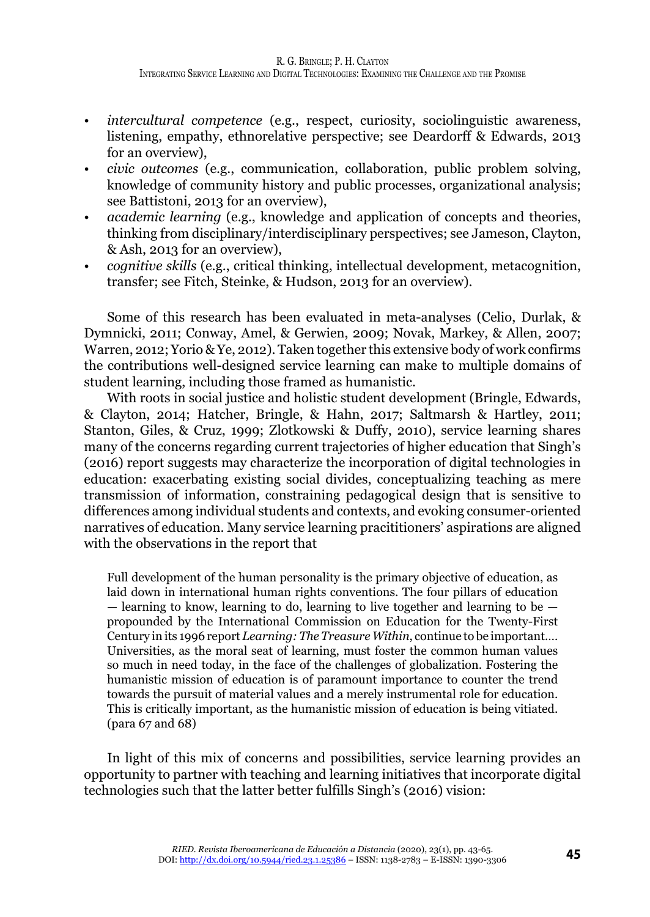- *intercultural competence* (e.g., respect, curiosity, sociolinguistic awareness, listening, empathy, ethnorelative perspective; see Deardorff & Edwards, 2013 for an overview),
- *civic outcomes* (e.g., communication, collaboration, public problem solving, knowledge of community history and public processes, organizational analysis; see Battistoni, 2013 for an overview),
- *academic learning* (e.g., knowledge and application of concepts and theories, thinking from disciplinary/interdisciplinary perspectives; see Jameson, Clayton, & Ash, 2013 for an overview),
- *cognitive skills* (e.g., critical thinking, intellectual development, metacognition, transfer; see Fitch, Steinke, & Hudson, 2013 for an overview).

Some of this research has been evaluated in meta-analyses (Celio, Durlak, & Dymnicki, 2011; Conway, Amel, & Gerwien, 2009; Novak, Markey, & Allen, 2007; Warren, 2012; Yorio & Ye, 2012). Taken together this extensive body of work confirms the contributions well-designed service learning can make to multiple domains of student learning, including those framed as humanistic.

With roots in social justice and holistic student development (Bringle, Edwards, & Clayton, 2014; Hatcher, Bringle, & Hahn, 2017; Saltmarsh & Hartley, 2011; Stanton, Giles, & Cruz, 1999; Zlotkowski & Duffy, 2010), service learning shares many of the concerns regarding current trajectories of higher education that Singh's (2016) report suggests may characterize the incorporation of digital technologies in education: exacerbating existing social divides, conceptualizing teaching as mere transmission of information, constraining pedagogical design that is sensitive to differences among individual students and contexts, and evoking consumer-oriented narratives of education. Many service learning pracititioners' aspirations are aligned with the observations in the report that

> Full development of the human personality is the primary objective of education, as laid down in international human rights conventions. The four pillars of education — learning to know, learning to do, learning to live together and learning to be — propounded by the International Commission on Education for the Twenty-First Century in its 1996 report *Learning: The Treasure Within*, continue to be important.… Universities, as the moral seat of learning, must foster the common human values so much in need today, in the face of the challenges of globalization. Fostering the humanistic mission of education is of paramount importance to counter the trend towards the pursuit of material values and a merely instrumental role for education. This is critically important, as the humanistic mission of education is being vitiated. (para 67 and 68)

In light of this mix of concerns and possibilities, service learning provides an opportunity to partner with teaching and learning initiatives that incorporate digital technologies such that the latter better fulfills Singh's (2016) vision: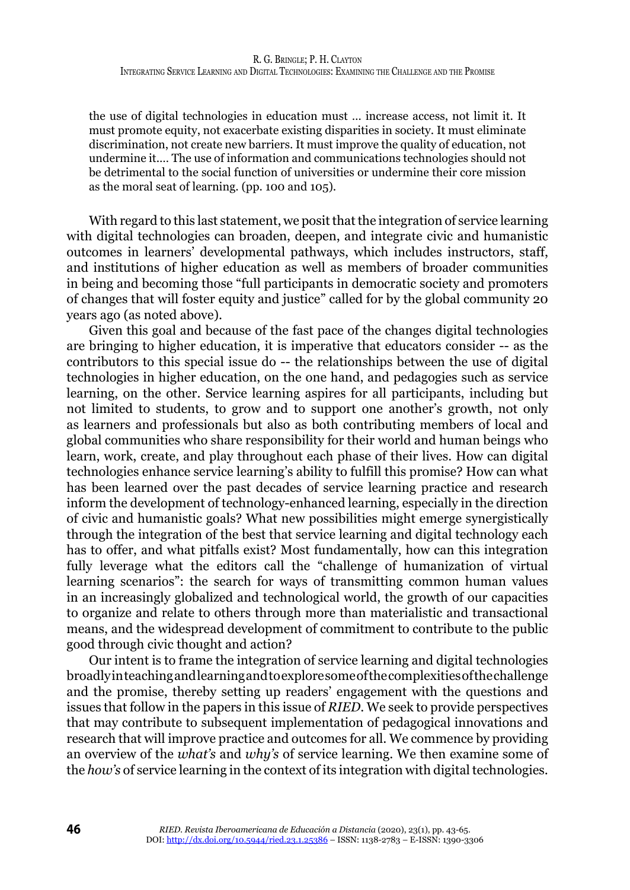> the use of digital technologies in education must … increase access, not limit it. It must promote equity, not exacerbate existing disparities in society. It must eliminate discrimination, not create new barriers. It must improve the quality of education, not undermine it…. The use of information and communications technologies should not be detrimental to the social function of universities or undermine their core mission as the moral seat of learning. (pp. 100 and 105).

With regard to this last statement, we posit that the integration of service learning with digital technologies can broaden, deepen, and integrate civic and humanistic outcomes in learners' developmental pathways, which includes instructors, staff, and institutions of higher education as well as members of broader communities in being and becoming those "full participants in democratic society and promoters of changes that will foster equity and justice" called for by the global community 20 years ago (as noted above).

Given this goal and because of the fast pace of the changes digital technologies are bringing to higher education, it is imperative that educators consider -- as the contributors to this special issue do -- the relationships between the use of digital technologies in higher education, on the one hand, and pedagogies such as service learning, on the other. Service learning aspires for all participants, including but not limited to students, to grow and to support one another's growth, not only as learners and professionals but also as both contributing members of local and global communities who share responsibility for their world and human beings who learn, work, create, and play throughout each phase of their lives. How can digital technologies enhance service learning's ability to fulfill this promise? How can what has been learned over the past decades of service learning practice and research inform the development of technology-enhanced learning, especially in the direction of civic and humanistic goals? What new possibilities might emerge synergistically through the integration of the best that service learning and digital technology each has to offer, and what pitfalls exist? Most fundamentally, how can this integration fully leverage what the editors call the "challenge of humanization of virtual learning scenarios": the search for ways of transmitting common human values in an increasingly globalized and technological world, the growth of our capacities to organize and relate to others through more than materialistic and transactional means, and the widespread development of commitment to contribute to the public good through civic thought and action?

Our intent is to frame the integration of service learning and digital technologies broadly in teaching and learning and to explore some of the complexities of the challenge and the promise, thereby setting up readers' engagement with the questions and issues that follow in the papers in this issue of *RIED*. We seek to provide perspectives that may contribute to subsequent implementation of pedagogical innovations and research that will improve practice and outcomes for all. We commence by providing an overview of the *what's* and *why's* of service learning. We then examine some of the *how's* of service learning in the context of its integration with digital technologies.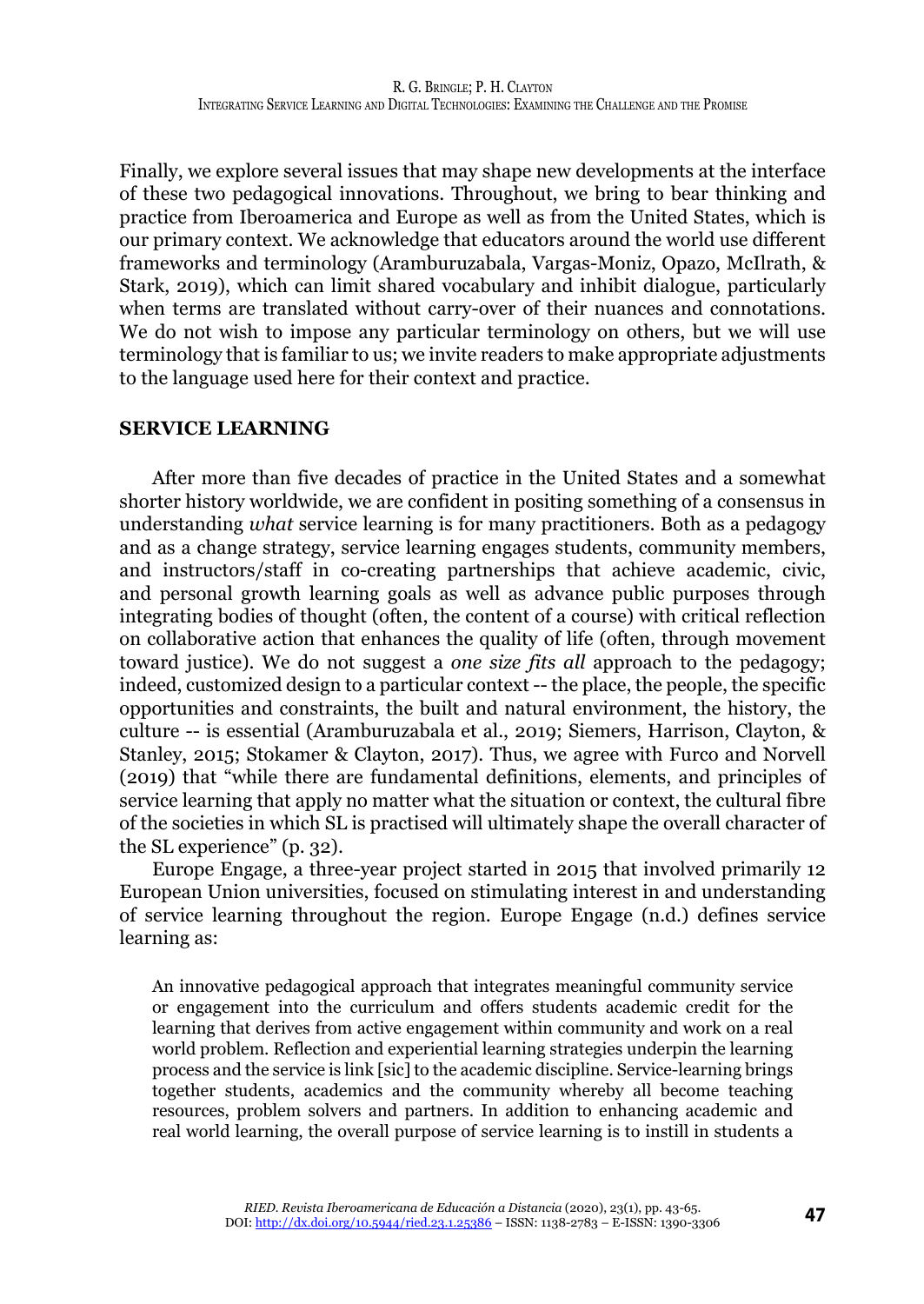Finally, we explore several issues that may shape new developments at the interface of these two pedagogical innovations. Throughout, we bring to bear thinking and practice from Iberoamerica and Europe as well as from the United States, which is our primary context. We acknowledge that educators around the world use different frameworks and terminology (Aramburuzabala, Vargas-Moniz, Opazo, McIlrath, & Stark, 2019), which can limit shared vocabulary and inhibit dialogue, particularly when terms are translated without carry-over of their nuances and connotations. We do not wish to impose any particular terminology on others, but we will use terminology that is familiar to us; we invite readers to make appropriate adjustments to the language used here for their context and practice.

## SERVICE LEARNING

After more than five decades of practice in the United States and a somewhat shorter history worldwide, we are confident in positing something of a consensus in understanding *what* service learning is for many practitioners. Both as a pedagogy and as a change strategy, service learning engages students, community members, and instructors/staff in co-creating partnerships that achieve academic, civic, and personal growth learning goals as well as advance public purposes through integrating bodies of thought (often, the content of a course) with critical reflection on collaborative action that enhances the quality of life (often, through movement toward justice). We do not suggest a *one size fits all* approach to the pedagogy; indeed, customized design to a particular context -- the place, the people, the specific opportunities and constraints, the built and natural environment, the history, the culture -- is essential (Aramburuzabala et al., 2019; Siemers, Harrison, Clayton, & Stanley, 2015; Stokamer & Clayton, 2017). Thus, we agree with Furco and Norvell (2019) that "while there are fundamental definitions, elements, and principles of service learning that apply no matter what the situation or context, the cultural fibre of the societies in which SL is practised will ultimately shape the overall character of the SL experience" (p. 32).

Europe Engage, a three-year project started in 2015 that involved primarily 12 European Union universities, focused on stimulating interest in and understanding of service learning throughout the region. Europe Engage (n.d.) defines service learning as:

> An innovative pedagogical approach that integrates meaningful community service or engagement into the curriculum and offers students academic credit for the learning that derives from active engagement within community and work on a real world problem. Reflection and experiential learning strategies underpin the learning process and the service is link [sic] to the academic discipline. Service-learning brings together students, academics and the community whereby all become teaching resources, problem solvers and partners. In addition to enhancing academic and real world learning, the overall purpose of service learning is to instill in students a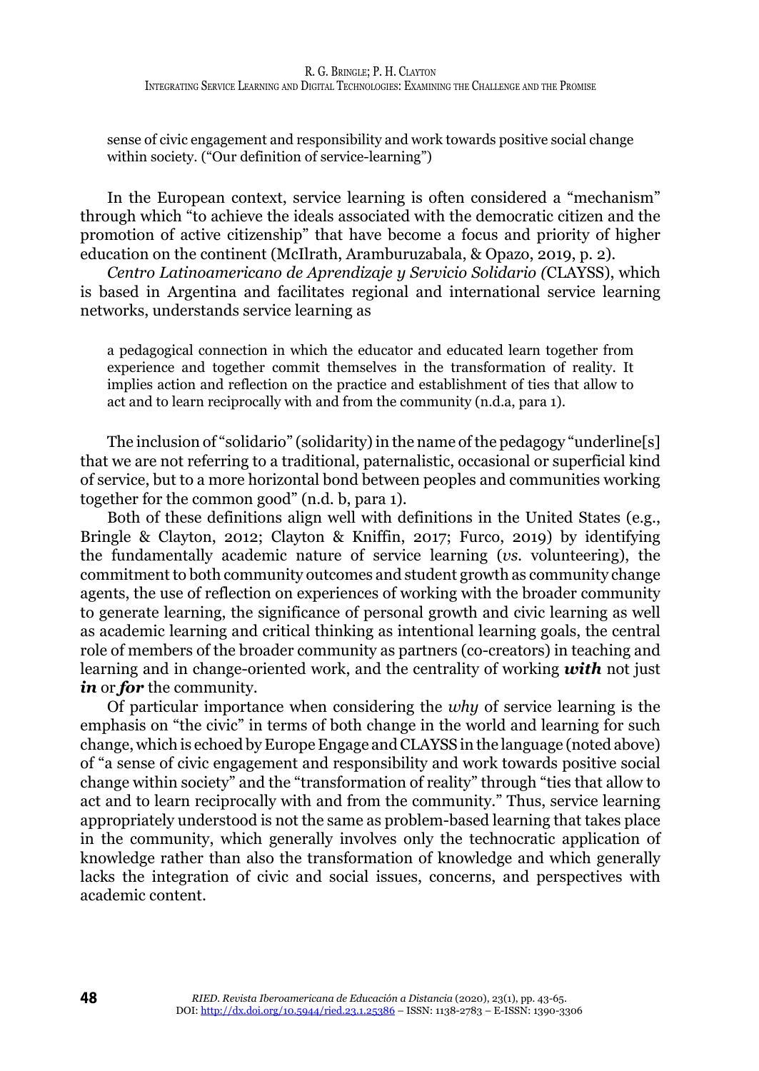> sense of civic engagement and responsibility and work towards positive social change within society. ("Our definition of service-learning")

In the European context, service learning is often considered a "mechanism" through which "to achieve the ideals associated with the democratic citizen and the promotion of active citizenship" that have become a focus and priority of higher education on the continent (McIlrath, Aramburuzabala, & Opazo, 2019, p. 2).

*Centro Latinoamericano de Aprendizaje y Servicio Solidario (*CLAYSS), which is based in Argentina and facilitates regional and international service learning networks, understands service learning as

> a pedagogical connection in which the educator and educated learn together from experience and together commit themselves in the transformation of reality. It implies action and reflection on the practice and establishment of ties that allow to act and to learn reciprocally with and from the community (n.d.a, para 1).

The inclusion of "solidario" (solidarity) in the name of the pedagogy "underline[s] that we are not referring to a traditional, paternalistic, occasional or superficial kind of service, but to a more horizontal bond between peoples and communities working together for the common good" (n.d. b, para 1).

Both of these definitions align well with definitions in the United States (e.g., Bringle & Clayton, 2012; Clayton & Kniffin, 2017; Furco, 2019) by identifying the fundamentally academic nature of service learning (*vs.* volunteering), the commitment to both community outcomes and student growth as community change agents, the use of reflection on experiences of working with the broader community to generate learning, the significance of personal growth and civic learning as well as academic learning and critical thinking as intentional learning goals, the central role of members of the broader community as partners (co-creators) in teaching and learning and in change-oriented work, and the centrality of working ***with*** not just ***in*** or ***for*** the community.

Of particular importance when considering the *why* of service learning is the emphasis on "the civic" in terms of both change in the world and learning for such change, which is echoed by Europe Engage and CLAYSS in the language (noted above) of "a sense of civic engagement and responsibility and work towards positive social change within society" and the "transformation of reality" through "ties that allow to act and to learn reciprocally with and from the community." Thus, service learning appropriately understood is not the same as problem-based learning that takes place in the community, which generally involves only the technocratic application of knowledge rather than also the transformation of knowledge and which generally lacks the integration of civic and social issues, concerns, and perspectives with academic content.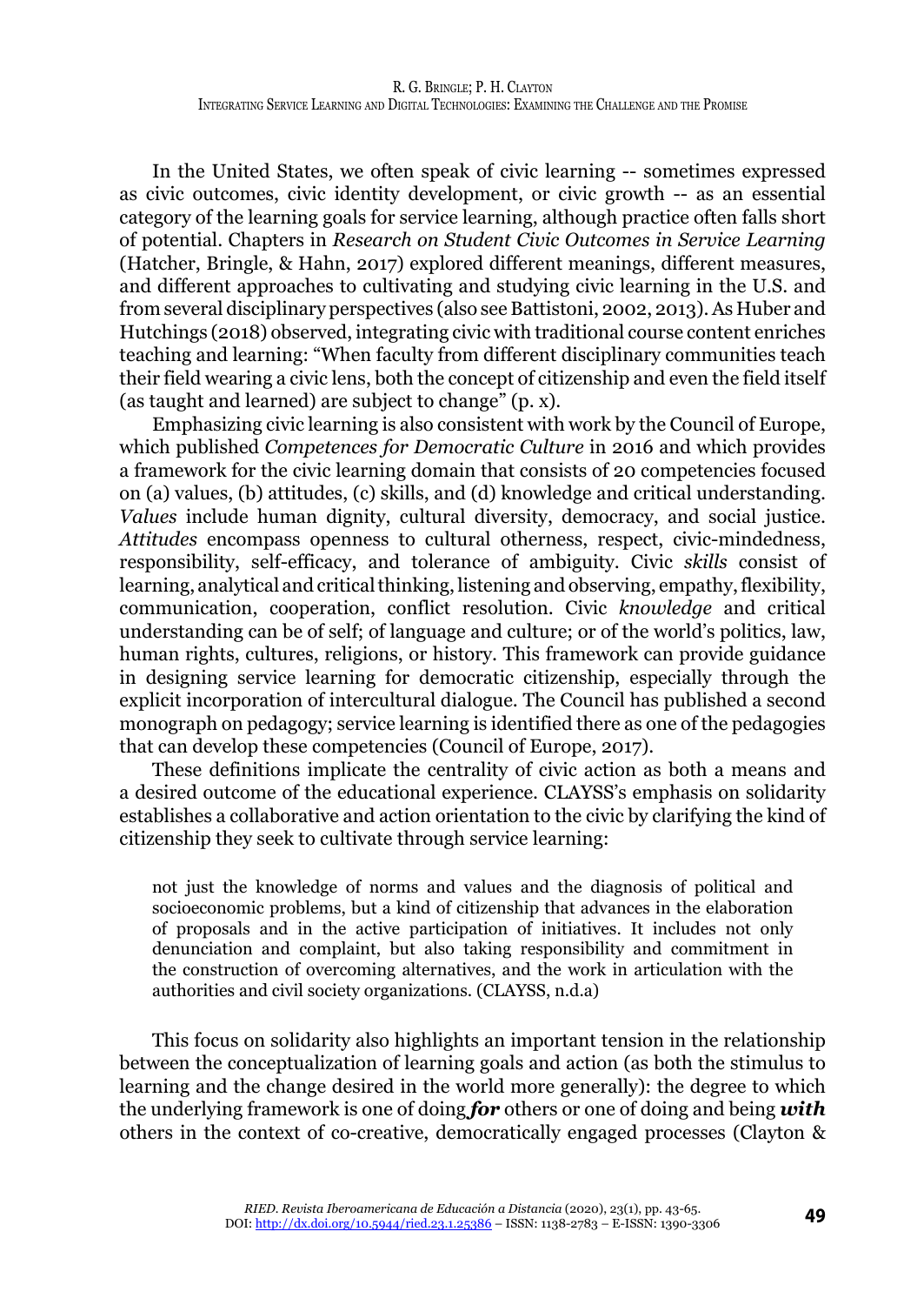In the United States, we often speak of civic learning -- sometimes expressed as civic outcomes, civic identity development, or civic growth -- as an essential category of the learning goals for service learning, although practice often falls short of potential. Chapters in *Research on Student Civic Outcomes in Service Learning* (Hatcher, Bringle, & Hahn, 2017) explored different meanings, different measures, and different approaches to cultivating and studying civic learning in the U.S. and from several disciplinary perspectives (also see Battistoni, 2002, 2013). As Huber and Hutchings (2018) observed, integrating civic with traditional course content enriches teaching and learning: "When faculty from different disciplinary communities teach their field wearing a civic lens, both the concept of citizenship and even the field itself (as taught and learned) are subject to change" (p. x).

Emphasizing civic learning is also consistent with work by the Council of Europe, which published *Competences for Democratic Culture* in 2016 and which provides a framework for the civic learning domain that consists of 20 competencies focused on (a) values, (b) attitudes, (c) skills, and (d) knowledge and critical understanding. *Values* include human dignity, cultural diversity, democracy, and social justice. *Attitudes* encompass openness to cultural otherness, respect, civic-mindedness, responsibility, self-efficacy, and tolerance of ambiguity. Civic *skills* consist of learning, analytical and critical thinking, listening and observing, empathy, flexibility, communication, cooperation, conflict resolution. Civic *knowledge* and critical understanding can be of self; of language and culture; or of the world's politics, law, human rights, cultures, religions, or history. This framework can provide guidance in designing service learning for democratic citizenship, especially through the explicit incorporation of intercultural dialogue. The Council has published a second monograph on pedagogy; service learning is identified there as one of the pedagogies that can develop these competencies (Council of Europe, 2017).

These definitions implicate the centrality of civic action as both a means and a desired outcome of the educational experience. CLAYSS's emphasis on solidarity establishes a collaborative and action orientation to the civic by clarifying the kind of citizenship they seek to cultivate through service learning:

> not just the knowledge of norms and values and the diagnosis of political and socioeconomic problems, but a kind of citizenship that advances in the elaboration of proposals and in the active participation of initiatives. It includes not only denunciation and complaint, but also taking responsibility and commitment in the construction of overcoming alternatives, and the work in articulation with the authorities and civil society organizations. (CLAYSS, n.d.a)

This focus on solidarity also highlights an important tension in the relationship between the conceptualization of learning goals and action (as both the stimulus to learning and the change desired in the world more generally): the degree to which the underlying framework is one of doing ***for*** others or one of doing and being ***with*** others in the context of co-creative, democratically engaged processes (Clayton &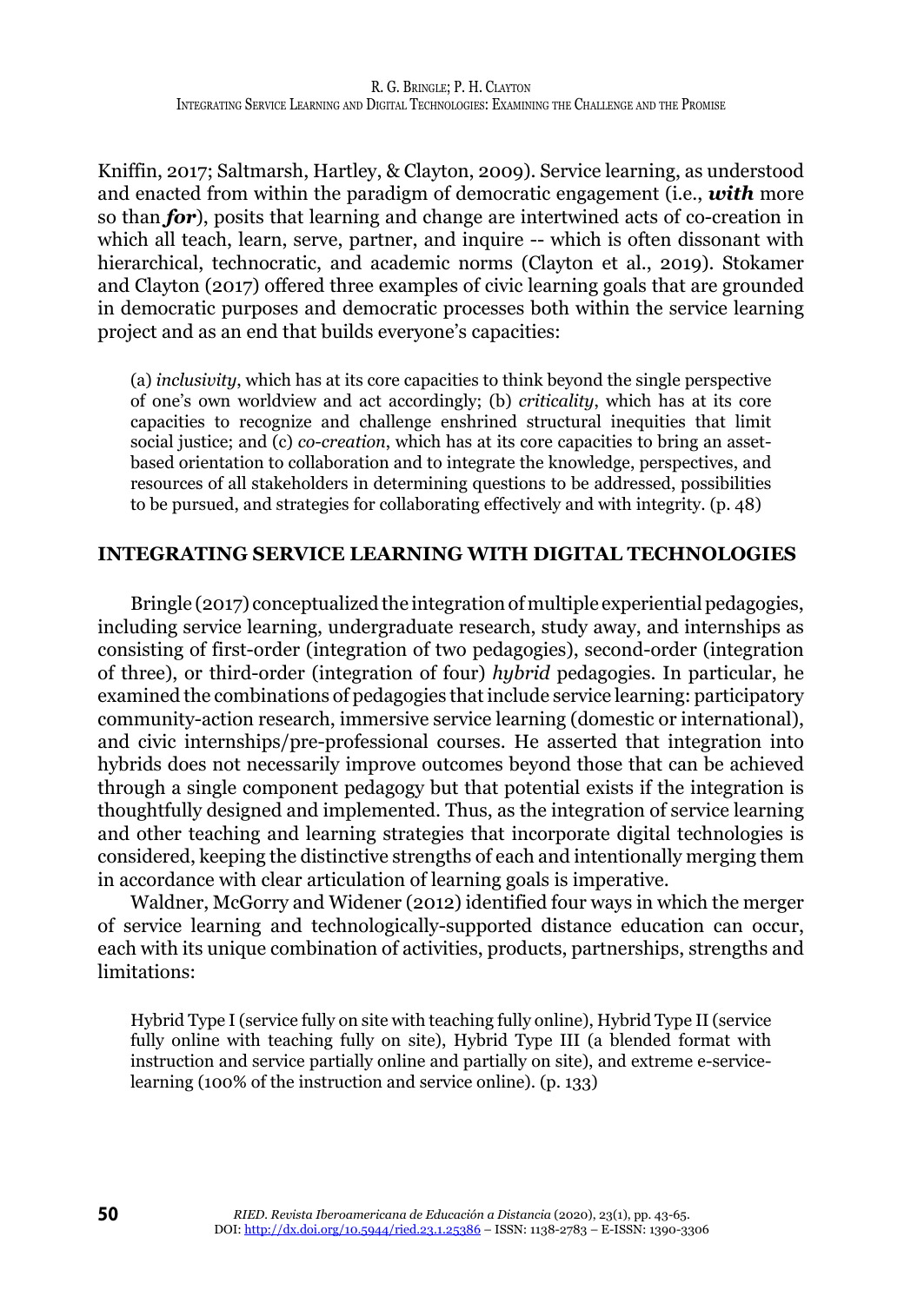Kniffin, 2017; Saltmarsh, Hartley, & Clayton, 2009). Service learning, as understood and enacted from within the paradigm of democratic engagement (i.e., ***with*** more so than ***for***), posits that learning and change are intertwined acts of co-creation in which all teach, learn, serve, partner, and inquire -- which is often dissonant with hierarchical, technocratic, and academic norms (Clayton et al., 2019). Stokamer and Clayton (2017) offered three examples of civic learning goals that are grounded in democratic purposes and democratic processes both within the service learning project and as an end that builds everyone's capacities:

> (a) *inclusivity*, which has at its core capacities to think beyond the single perspective of one's own worldview and act accordingly; (b) *criticality*, which has at its core capacities to recognize and challenge enshrined structural inequities that limit social justice; and (c) *co-creation*, which has at its core capacities to bring an asset-based orientation to collaboration and to integrate the knowledge, perspectives, and resources of all stakeholders in determining questions to be addressed, possibilities to be pursued, and strategies for collaborating effectively and with integrity. (p. 48)

## INTEGRATING SERVICE LEARNING WITH DIGITAL TECHNOLOGIES

Bringle (2017) conceptualized the integration of multiple experiential pedagogies, including service learning, undergraduate research, study away, and internships as consisting of first-order (integration of two pedagogies), second-order (integration of three), or third-order (integration of four) *hybrid* pedagogies. In particular, he examined the combinations of pedagogies that include service learning: participatory community-action research, immersive service learning (domestic or international), and civic internships/pre-professional courses. He asserted that integration into hybrids does not necessarily improve outcomes beyond those that can be achieved through a single component pedagogy but that potential exists if the integration is thoughtfully designed and implemented. Thus, as the integration of service learning and other teaching and learning strategies that incorporate digital technologies is considered, keeping the distinctive strengths of each and intentionally merging them in accordance with clear articulation of learning goals is imperative.

Waldner, McGorry and Widener (2012) identified four ways in which the merger of service learning and technologically-supported distance education can occur, each with its unique combination of activities, products, partnerships, strengths and limitations:

> Hybrid Type I (service fully on site with teaching fully online), Hybrid Type II (service fully online with teaching fully on site), Hybrid Type III (a blended format with instruction and service partially online and partially on site), and extreme e-service-learning (100% of the instruction and service online). (p. 133)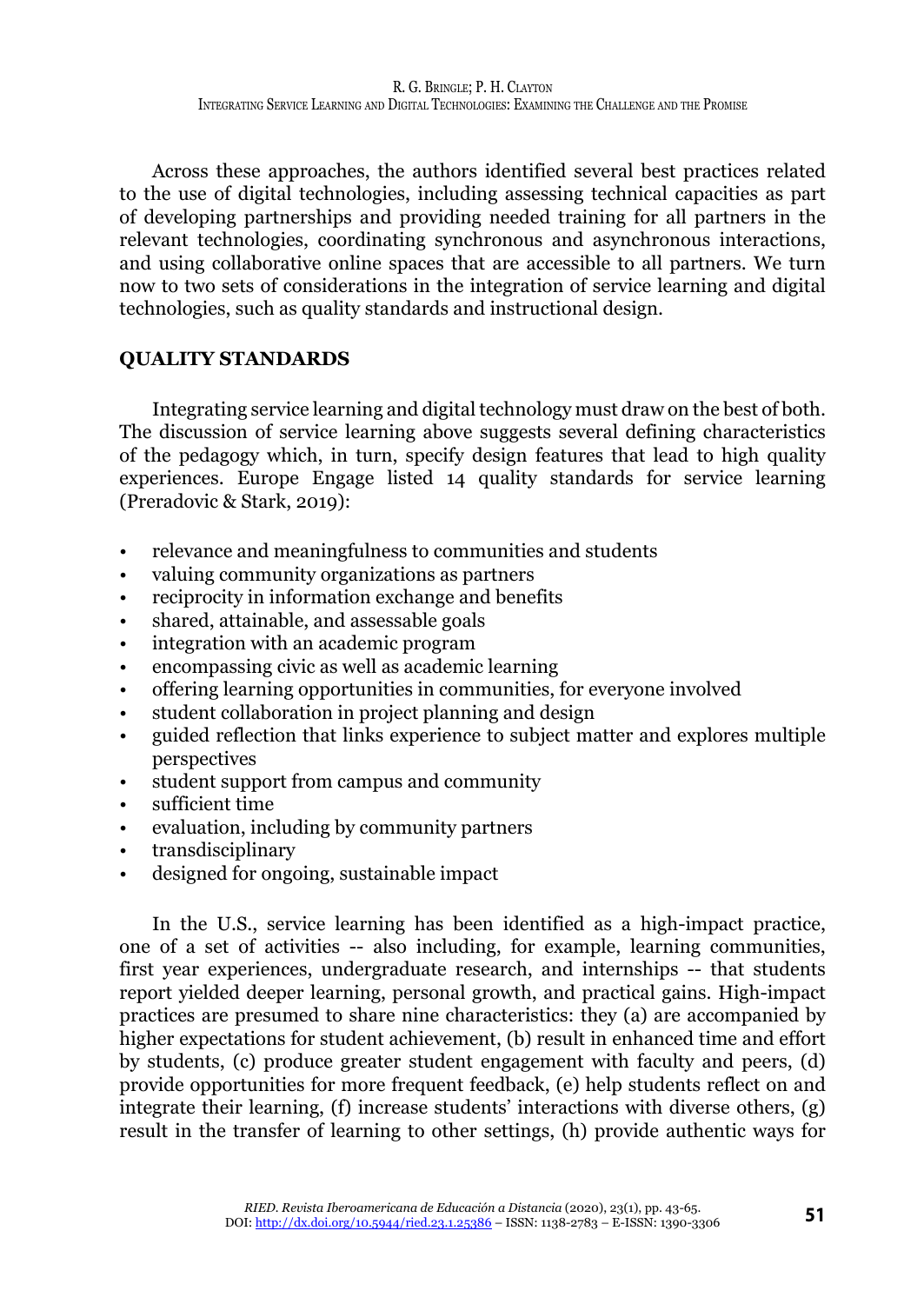Across these approaches, the authors identified several best practices related to the use of digital technologies, including assessing technical capacities as part of developing partnerships and providing needed training for all partners in the relevant technologies, coordinating synchronous and asynchronous interactions, and using collaborative online spaces that are accessible to all partners. We turn now to two sets of considerations in the integration of service learning and digital technologies, such as quality standards and instructional design.

## QUALITY STANDARDS

Integrating service learning and digital technology must draw on the best of both. The discussion of service learning above suggests several defining characteristics of the pedagogy which, in turn, specify design features that lead to high quality experiences. Europe Engage listed 14 quality standards for service learning (Preradovic & Stark, 2019):

- relevance and meaningfulness to communities and students
- valuing community organizations as partners
- reciprocity in information exchange and benefits
- shared, attainable, and assessable goals
- integration with an academic program
- encompassing civic as well as academic learning
- offering learning opportunities in communities, for everyone involved
- student collaboration in project planning and design
- guided reflection that links experience to subject matter and explores multiple perspectives
- student support from campus and community
- sufficient time
- evaluation, including by community partners
- transdisciplinary
- designed for ongoing, sustainable impact

In the U.S., service learning has been identified as a high-impact practice, one of a set of activities -- also including, for example, learning communities, first year experiences, undergraduate research, and internships -- that students report yielded deeper learning, personal growth, and practical gains. High-impact practices are presumed to share nine characteristics: they (a) are accompanied by higher expectations for student achievement, (b) result in enhanced time and effort by students, (c) produce greater student engagement with faculty and peers, (d) provide opportunities for more frequent feedback, (e) help students reflect on and integrate their learning, (f) increase students' interactions with diverse others, (g) result in the transfer of learning to other settings, (h) provide authentic ways for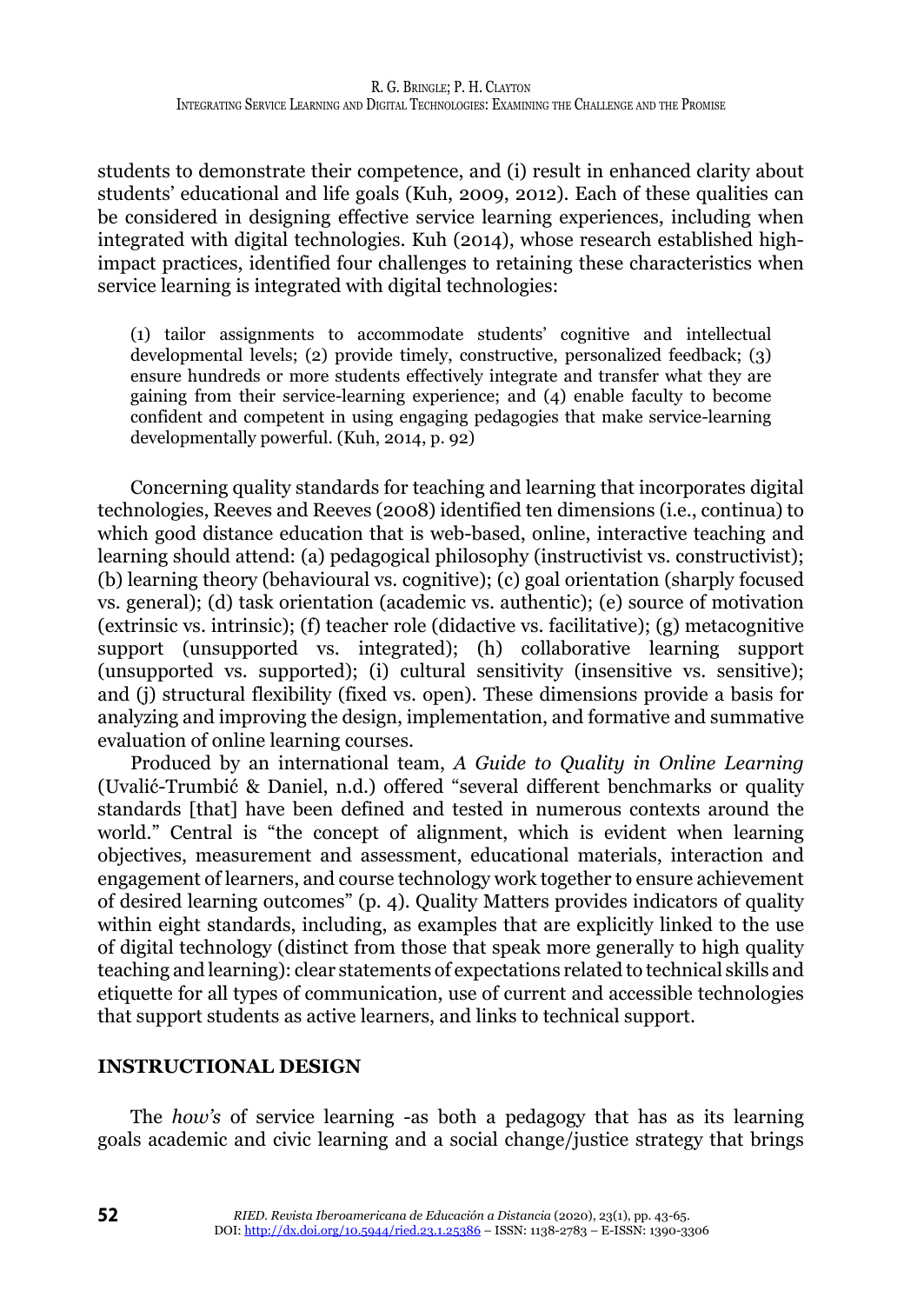students to demonstrate their competence, and (i) result in enhanced clarity about students' educational and life goals (Kuh, 2009, 2012). Each of these qualities can be considered in designing effective service learning experiences, including when integrated with digital technologies. Kuh (2014), whose research established high-impact practices, identified four challenges to retaining these characteristics when service learning is integrated with digital technologies:

> (1) tailor assignments to accommodate students' cognitive and intellectual developmental levels; (2) provide timely, constructive, personalized feedback; (3) ensure hundreds or more students effectively integrate and transfer what they are gaining from their service-learning experience; and (4) enable faculty to become confident and competent in using engaging pedagogies that make service-learning developmentally powerful. (Kuh, 2014, p. 92)

Concerning quality standards for teaching and learning that incorporates digital technologies, Reeves and Reeves (2008) identified ten dimensions (i.e., continua) to which good distance education that is web-based, online, interactive teaching and learning should attend: (a) pedagogical philosophy (instructivist vs. constructivist); (b) learning theory (behavioural vs. cognitive); (c) goal orientation (sharply focused vs. general); (d) task orientation (academic vs. authentic); (e) source of motivation (extrinsic vs. intrinsic); (f) teacher role (didactive vs. facilitative); (g) metacognitive support (unsupported vs. integrated); (h) collaborative learning support (unsupported vs. supported); (i) cultural sensitivity (insensitive vs. sensitive); and (j) structural flexibility (fixed vs. open). These dimensions provide a basis for analyzing and improving the design, implementation, and formative and summative evaluation of online learning courses.

Produced by an international team, *A Guide to Quality in Online Learning* (Uvalić-Trumbić & Daniel, n.d.) offered "several different benchmarks or quality standards [that] have been defined and tested in numerous contexts around the world." Central is "the concept of alignment, which is evident when learning objectives, measurement and assessment, educational materials, interaction and engagement of learners, and course technology work together to ensure achievement of desired learning outcomes" (p. 4). Quality Matters provides indicators of quality within eight standards, including, as examples that are explicitly linked to the use of digital technology (distinct from those that speak more generally to high quality teaching and learning): clear statements of expectations related to technical skills and etiquette for all types of communication, use of current and accessible technologies that support students as active learners, and links to technical support.

## INSTRUCTIONAL DESIGN

The *how's* of service learning -as both a pedagogy that has as its learning goals academic and civic learning and a social change/justice strategy that brings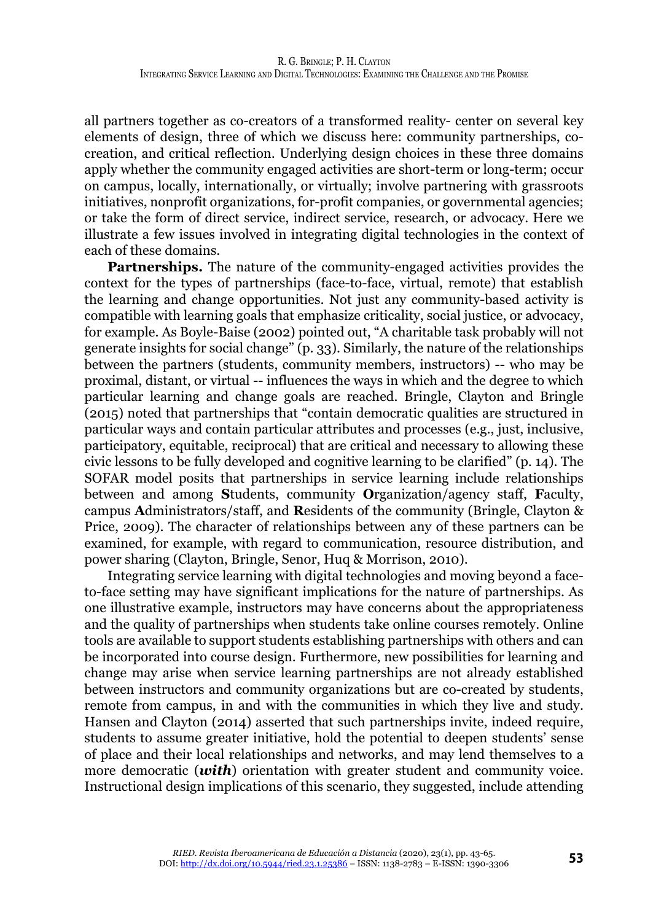all partners together as co-creators of a transformed reality- center on several key elements of design, three of which we discuss here: community partnerships, co-creation, and critical reflection. Underlying design choices in these three domains apply whether the community engaged activities are short-term or long-term; occur on campus, locally, internationally, or virtually; involve partnering with grassroots initiatives, nonprofit organizations, for-profit companies, or governmental agencies; or take the form of direct service, indirect service, research, or advocacy. Here we illustrate a few issues involved in integrating digital technologies in the context of each of these domains.

**Partnerships.** The nature of the community-engaged activities provides the context for the types of partnerships (face-to-face, virtual, remote) that establish the learning and change opportunities. Not just any community-based activity is compatible with learning goals that emphasize criticality, social justice, or advocacy, for example. As Boyle-Baise (2002) pointed out, "A charitable task probably will not generate insights for social change" (p. 33). Similarly, the nature of the relationships between the partners (students, community members, instructors) -- who may be proximal, distant, or virtual -- influences the ways in which and the degree to which particular learning and change goals are reached. Bringle, Clayton and Bringle (2015) noted that partnerships that "contain democratic qualities are structured in particular ways and contain particular attributes and processes (e.g., just, inclusive, participatory, equitable, reciprocal) that are critical and necessary to allowing these civic lessons to be fully developed and cognitive learning to be clarified" (p. 14). The SOFAR model posits that partnerships in service learning include relationships between and among **S**tudents, community **O**rganization/agency staff, **F**aculty, campus **A**dministrators/staff, and **R**esidents of the community (Bringle, Clayton & Price, 2009). The character of relationships between any of these partners can be examined, for example, with regard to communication, resource distribution, and power sharing (Clayton, Bringle, Senor, Huq & Morrison, 2010).

Integrating service learning with digital technologies and moving beyond a face-to-face setting may have significant implications for the nature of partnerships. As one illustrative example, instructors may have concerns about the appropriateness and the quality of partnerships when students take online courses remotely. Online tools are available to support students establishing partnerships with others and can be incorporated into course design. Furthermore, new possibilities for learning and change may arise when service learning partnerships are not already established between instructors and community organizations but are co-created by students, remote from campus, in and with the communities in which they live and study. Hansen and Clayton (2014) asserted that such partnerships invite, indeed require, students to assume greater initiative, hold the potential to deepen students' sense of place and their local relationships and networks, and may lend themselves to a more democratic (***with***) orientation with greater student and community voice. Instructional design implications of this scenario, they suggested, include attending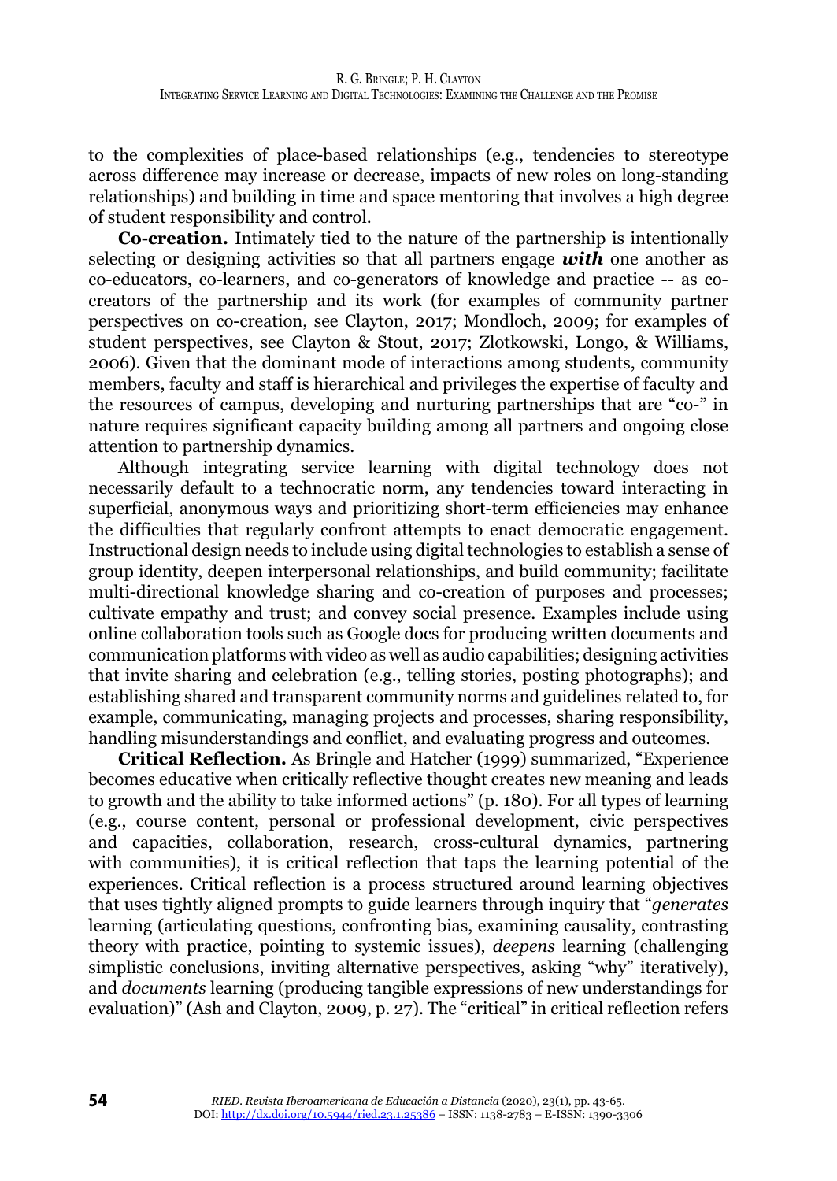to the complexities of place-based relationships (e.g., tendencies to stereotype across difference may increase or decrease, impacts of new roles on long-standing relationships) and building in time and space mentoring that involves a high degree of student responsibility and control.

**Co-creation.** Intimately tied to the nature of the partnership is intentionally selecting or designing activities so that all partners engage ***with*** one another as co-educators, co-learners, and co-generators of knowledge and practice -- as co-creators of the partnership and its work (for examples of community partner perspectives on co-creation, see Clayton, 2017; Mondloch, 2009; for examples of student perspectives, see Clayton & Stout, 2017; Zlotkowski, Longo, & Williams, 2006). Given that the dominant mode of interactions among students, community members, faculty and staff is hierarchical and privileges the expertise of faculty and the resources of campus, developing and nurturing partnerships that are "co-" in nature requires significant capacity building among all partners and ongoing close attention to partnership dynamics.

Although integrating service learning with digital technology does not necessarily default to a technocratic norm, any tendencies toward interacting in superficial, anonymous ways and prioritizing short-term efficiencies may enhance the difficulties that regularly confront attempts to enact democratic engagement. Instructional design needs to include using digital technologies to establish a sense of group identity, deepen interpersonal relationships, and build community; facilitate multi-directional knowledge sharing and co-creation of purposes and processes; cultivate empathy and trust; and convey social presence. Examples include using online collaboration tools such as Google docs for producing written documents and communication platforms with video as well as audio capabilities; designing activities that invite sharing and celebration (e.g., telling stories, posting photographs); and establishing shared and transparent community norms and guidelines related to, for example, communicating, managing projects and processes, sharing responsibility, handling misunderstandings and conflict, and evaluating progress and outcomes.

**Critical Reflection.** As Bringle and Hatcher (1999) summarized, "Experience becomes educative when critically reflective thought creates new meaning and leads to growth and the ability to take informed actions" (p. 180). For all types of learning (e.g., course content, personal or professional development, civic perspectives and capacities, collaboration, research, cross-cultural dynamics, partnering with communities), it is critical reflection that taps the learning potential of the experiences. Critical reflection is a process structured around learning objectives that uses tightly aligned prompts to guide learners through inquiry that "*generates* learning (articulating questions, confronting bias, examining causality, contrasting theory with practice, pointing to systemic issues), *deepens* learning (challenging simplistic conclusions, inviting alternative perspectives, asking "why" iteratively), and *documents* learning (producing tangible expressions of new understandings for evaluation)" (Ash and Clayton, 2009, p. 27). The "critical" in critical reflection refers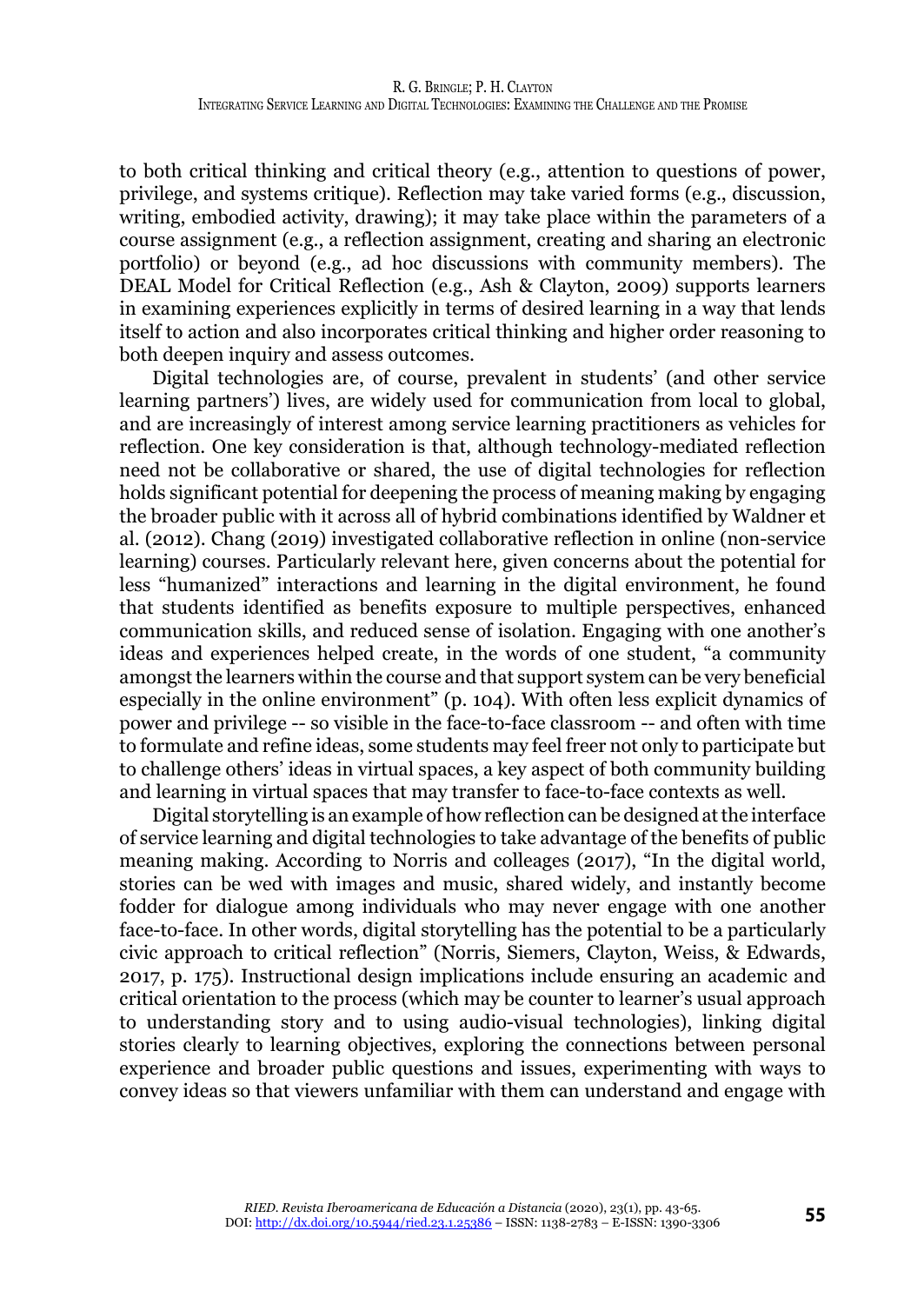to both critical thinking and critical theory (e.g., attention to questions of power, privilege, and systems critique). Reflection may take varied forms (e.g., discussion, writing, embodied activity, drawing); it may take place within the parameters of a course assignment (e.g., a reflection assignment, creating and sharing an electronic portfolio) or beyond (e.g., ad hoc discussions with community members). The DEAL Model for Critical Reflection (e.g., Ash & Clayton, 2009) supports learners in examining experiences explicitly in terms of desired learning in a way that lends itself to action and also incorporates critical thinking and higher order reasoning to both deepen inquiry and assess outcomes.

Digital technologies are, of course, prevalent in students' (and other service learning partners') lives, are widely used for communication from local to global, and are increasingly of interest among service learning practitioners as vehicles for reflection. One key consideration is that, although technology-mediated reflection need not be collaborative or shared, the use of digital technologies for reflection holds significant potential for deepening the process of meaning making by engaging the broader public with it across all of hybrid combinations identified by Waldner et al. (2012). Chang (2019) investigated collaborative reflection in online (non-service learning) courses. Particularly relevant here, given concerns about the potential for less "humanized" interactions and learning in the digital environment, he found that students identified as benefits exposure to multiple perspectives, enhanced communication skills, and reduced sense of isolation. Engaging with one another's ideas and experiences helped create, in the words of one student, "a community amongst the learners within the course and that support system can be very beneficial especially in the online environment" (p. 104). With often less explicit dynamics of power and privilege -- so visible in the face-to-face classroom -- and often with time to formulate and refine ideas, some students may feel freer not only to participate but to challenge others' ideas in virtual spaces, a key aspect of both community building and learning in virtual spaces that may transfer to face-to-face contexts as well.

Digital storytelling is an example of how reflection can be designed at the interface of service learning and digital technologies to take advantage of the benefits of public meaning making. According to Norris and colleages (2017), "In the digital world, stories can be wed with images and music, shared widely, and instantly become fodder for dialogue among individuals who may never engage with one another face-to-face. In other words, digital storytelling has the potential to be a particularly civic approach to critical reflection" (Norris, Siemers, Clayton, Weiss, & Edwards, 2017, p. 175). Instructional design implications include ensuring an academic and critical orientation to the process (which may be counter to learner's usual approach to understanding story and to using audio-visual technologies), linking digital stories clearly to learning objectives, exploring the connections between personal experience and broader public questions and issues, experimenting with ways to convey ideas so that viewers unfamiliar with them can understand and engage with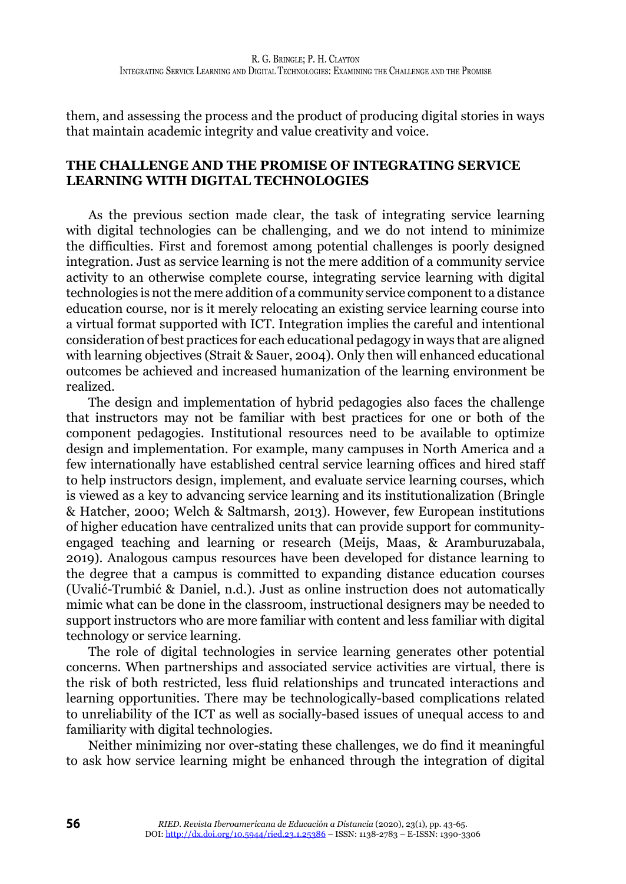them, and assessing the process and the product of producing digital stories in ways that maintain academic integrity and value creativity and voice.

## THE CHALLENGE AND THE PROMISE OF INTEGRATING SERVICE LEARNING WITH DIGITAL TECHNOLOGIES

As the previous section made clear, the task of integrating service learning with digital technologies can be challenging, and we do not intend to minimize the difficulties. First and foremost among potential challenges is poorly designed integration. Just as service learning is not the mere addition of a community service activity to an otherwise complete course, integrating service learning with digital technologies is not the mere addition of a community service component to a distance education course, nor is it merely relocating an existing service learning course into a virtual format supported with ICT. Integration implies the careful and intentional consideration of best practices for each educational pedagogy in ways that are aligned with learning objectives (Strait & Sauer, 2004). Only then will enhanced educational outcomes be achieved and increased humanization of the learning environment be realized.

The design and implementation of hybrid pedagogies also faces the challenge that instructors may not be familiar with best practices for one or both of the component pedagogies. Institutional resources need to be available to optimize design and implementation. For example, many campuses in North America and a few internationally have established central service learning offices and hired staff to help instructors design, implement, and evaluate service learning courses, which is viewed as a key to advancing service learning and its institutionalization (Bringle & Hatcher, 2000; Welch & Saltmarsh, 2013). However, few European institutions of higher education have centralized units that can provide support for community-engaged teaching and learning or research (Meijs, Maas, & Aramburuzabala, 2019). Analogous campus resources have been developed for distance learning to the degree that a campus is committed to expanding distance education courses (Uvalić-Trumbić & Daniel, n.d.). Just as online instruction does not automatically mimic what can be done in the classroom, instructional designers may be needed to support instructors who are more familiar with content and less familiar with digital technology or service learning.

The role of digital technologies in service learning generates other potential concerns. When partnerships and associated service activities are virtual, there is the risk of both restricted, less fluid relationships and truncated interactions and learning opportunities. There may be technologically-based complications related to unreliability of the ICT as well as socially-based issues of unequal access to and familiarity with digital technologies.

Neither minimizing nor over-stating these challenges, we do find it meaningful to ask how service learning might be enhanced through the integration of digital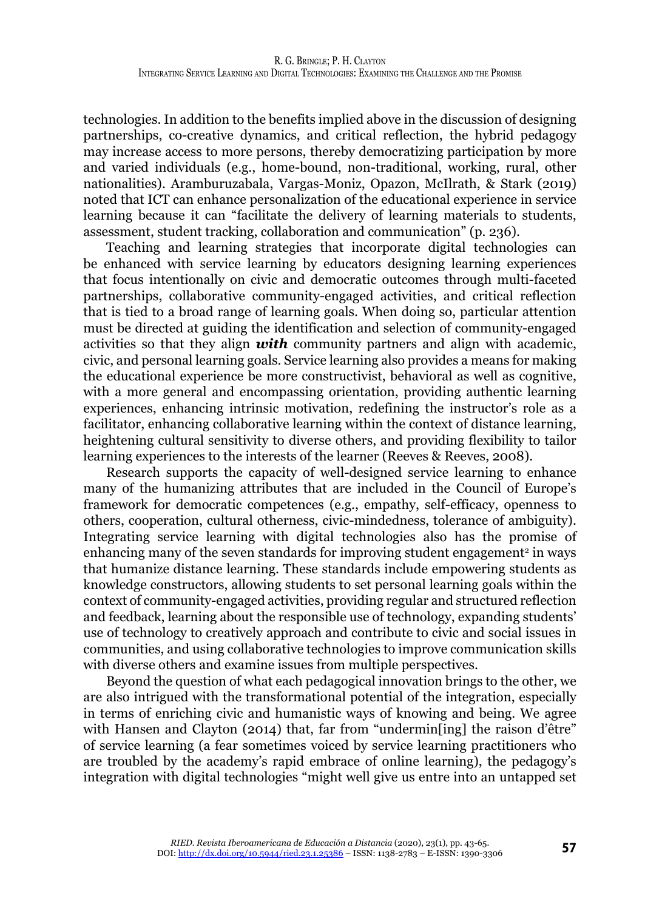technologies. In addition to the benefits implied above in the discussion of designing partnerships, co-creative dynamics, and critical reflection, the hybrid pedagogy may increase access to more persons, thereby democratizing participation by more and varied individuals (e.g., home-bound, non-traditional, working, rural, other nationalities). Aramburuzabala, Vargas-Moniz, Opazon, McIlrath, & Stark (2019) noted that ICT can enhance personalization of the educational experience in service learning because it can "facilitate the delivery of learning materials to students, assessment, student tracking, collaboration and communication" (p. 236).

Teaching and learning strategies that incorporate digital technologies can be enhanced with service learning by educators designing learning experiences that focus intentionally on civic and democratic outcomes through multi-faceted partnerships, collaborative community-engaged activities, and critical reflection that is tied to a broad range of learning goals. When doing so, particular attention must be directed at guiding the identification and selection of community-engaged activities so that they align ***with*** community partners and align with academic, civic, and personal learning goals. Service learning also provides a means for making the educational experience be more constructivist, behavioral as well as cognitive, with a more general and encompassing orientation, providing authentic learning experiences, enhancing intrinsic motivation, redefining the instructor's role as a facilitator, enhancing collaborative learning within the context of distance learning, heightening cultural sensitivity to diverse others, and providing flexibility to tailor learning experiences to the interests of the learner (Reeves & Reeves, 2008).

Research supports the capacity of well-designed service learning to enhance many of the humanizing attributes that are included in the Council of Europe's framework for democratic competences (e.g., empathy, self-efficacy, openness to others, cooperation, cultural otherness, civic-mindedness, tolerance of ambiguity). Integrating service learning with digital technologies also has the promise of enhancing many of the seven standards for improving student engagement[2] in ways that humanize distance learning. These standards include empowering students as knowledge constructors, allowing students to set personal learning goals within the context of community-engaged activities, providing regular and structured reflection and feedback, learning about the responsible use of technology, expanding students' use of technology to creatively approach and contribute to civic and social issues in communities, and using collaborative technologies to improve communication skills with diverse others and examine issues from multiple perspectives.

Beyond the question of what each pedagogical innovation brings to the other, we are also intrigued with the transformational potential of the integration, especially in terms of enriching civic and humanistic ways of knowing and being. We agree with Hansen and Clayton (2014) that, far from "undermin[ing] the raison d'être" of service learning (a fear sometimes voiced by service learning practitioners who are troubled by the academy's rapid embrace of online learning), the pedagogy's integration with digital technologies "might well give us entre into an untapped set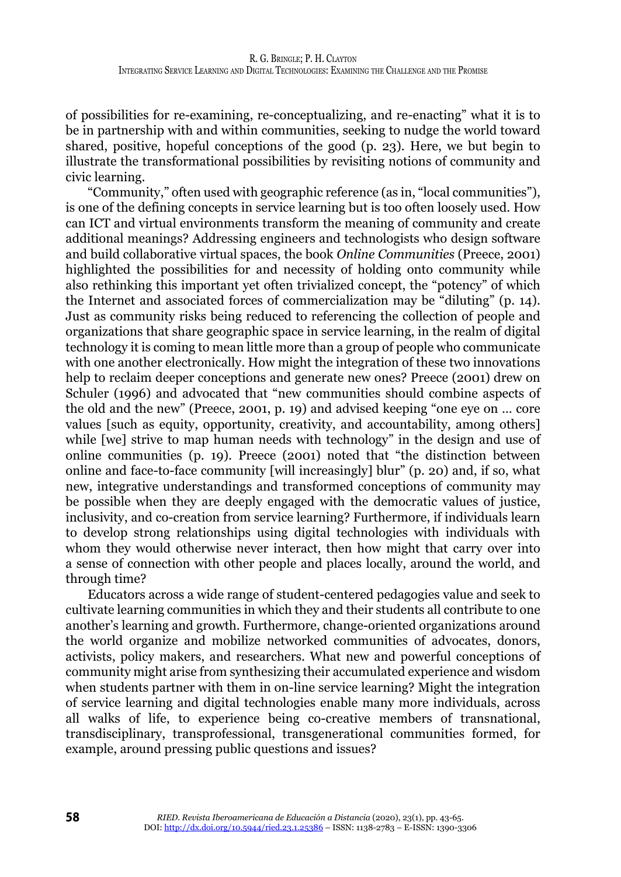of possibilities for re-examining, re-conceptualizing, and re-enacting" what it is to be in partnership with and within communities, seeking to nudge the world toward shared, positive, hopeful conceptions of the good (p. 23). Here, we but begin to illustrate the transformational possibilities by revisiting notions of community and civic learning.

"Community," often used with geographic reference (as in, "local communities"), is one of the defining concepts in service learning but is too often loosely used. How can ICT and virtual environments transform the meaning of community and create additional meanings? Addressing engineers and technologists who design software and build collaborative virtual spaces, the book *Online Communities* (Preece, 2001) highlighted the possibilities for and necessity of holding onto community while also rethinking this important yet often trivialized concept, the "potency" of which the Internet and associated forces of commercialization may be "diluting" (p. 14). Just as community risks being reduced to referencing the collection of people and organizations that share geographic space in service learning, in the realm of digital technology it is coming to mean little more than a group of people who communicate with one another electronically. How might the integration of these two innovations help to reclaim deeper conceptions and generate new ones? Preece (2001) drew on Schuler (1996) and advocated that "new communities should combine aspects of the old and the new" (Preece, 2001, p. 19) and advised keeping "one eye on … core values [such as equity, opportunity, creativity, and accountability, among others] while [we] strive to map human needs with technology" in the design and use of online communities (p. 19). Preece (2001) noted that "the distinction between online and face-to-face community [will increasingly] blur" (p. 20) and, if so, what new, integrative understandings and transformed conceptions of community may be possible when they are deeply engaged with the democratic values of justice, inclusivity, and co-creation from service learning? Furthermore, if individuals learn to develop strong relationships using digital technologies with individuals with whom they would otherwise never interact, then how might that carry over into a sense of connection with other people and places locally, around the world, and through time?

Educators across a wide range of student-centered pedagogies value and seek to cultivate learning communities in which they and their students all contribute to one another's learning and growth. Furthermore, change-oriented organizations around the world organize and mobilize networked communities of advocates, donors, activists, policy makers, and researchers. What new and powerful conceptions of community might arise from synthesizing their accumulated experience and wisdom when students partner with them in on-line service learning? Might the integration of service learning and digital technologies enable many more individuals, across all walks of life, to experience being co-creative members of transnational, transdisciplinary, transprofessional, transgenerational communities formed, for example, around pressing public questions and issues?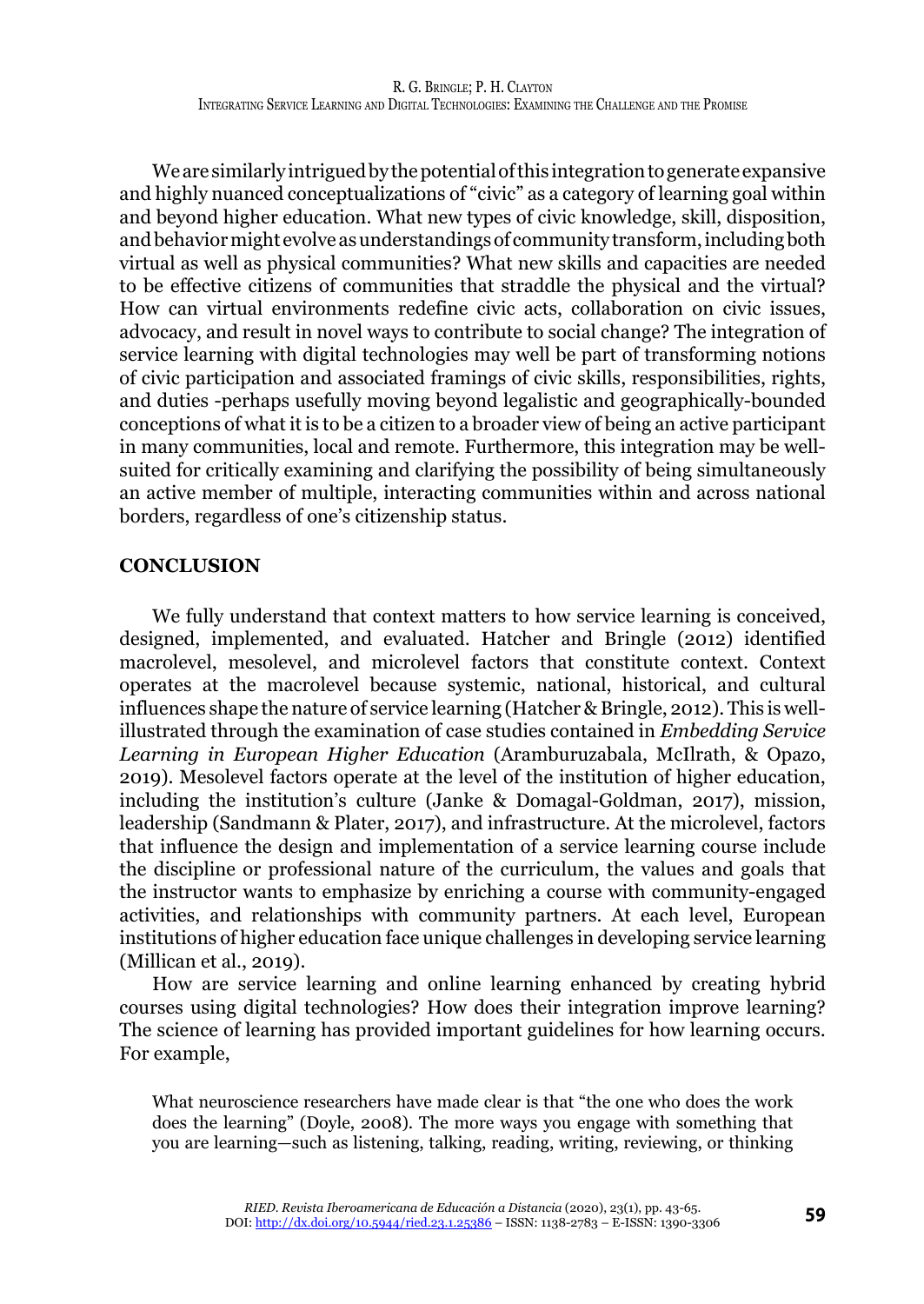We are similarly intrigued by the potential of this integration to generate expansive and highly nuanced conceptualizations of "civic" as a category of learning goal within and beyond higher education. What new types of civic knowledge, skill, disposition, and behavior might evolve as understandings of community transform, including both virtual as well as physical communities? What new skills and capacities are needed to be effective citizens of communities that straddle the physical and the virtual? How can virtual environments redefine civic acts, collaboration on civic issues, advocacy, and result in novel ways to contribute to social change? The integration of service learning with digital technologies may well be part of transforming notions of civic participation and associated framings of civic skills, responsibilities, rights, and duties -perhaps usefully moving beyond legalistic and geographically-bounded conceptions of what it is to be a citizen to a broader view of being an active participant in many communities, local and remote. Furthermore, this integration may be well-suited for critically examining and clarifying the possibility of being simultaneously an active member of multiple, interacting communities within and across national borders, regardless of one's citizenship status.

## CONCLUSION

We fully understand that context matters to how service learning is conceived, designed, implemented, and evaluated. Hatcher and Bringle (2012) identified macrolevel, mesolevel, and microlevel factors that constitute context. Context operates at the macrolevel because systemic, national, historical, and cultural influences shape the nature of service learning (Hatcher & Bringle, 2012). This is well-illustrated through the examination of case studies contained in *Embedding Service Learning in European Higher Education* (Aramburuzabala, McIlrath, & Opazo, 2019). Mesolevel factors operate at the level of the institution of higher education, including the institution's culture (Janke & Domagal-Goldman, 2017), mission, leadership (Sandmann & Plater, 2017), and infrastructure. At the microlevel, factors that influence the design and implementation of a service learning course include the discipline or professional nature of the curriculum, the values and goals that the instructor wants to emphasize by enriching a course with community-engaged activities, and relationships with community partners. At each level, European institutions of higher education face unique challenges in developing service learning (Millican et al., 2019).

How are service learning and online learning enhanced by creating hybrid courses using digital technologies? How does their integration improve learning? The science of learning has provided important guidelines for how learning occurs. For example,

> What neuroscience researchers have made clear is that "the one who does the work does the learning" (Doyle, 2008). The more ways you engage with something that you are learning—such as listening, talking, reading, writing, reviewing, or thinking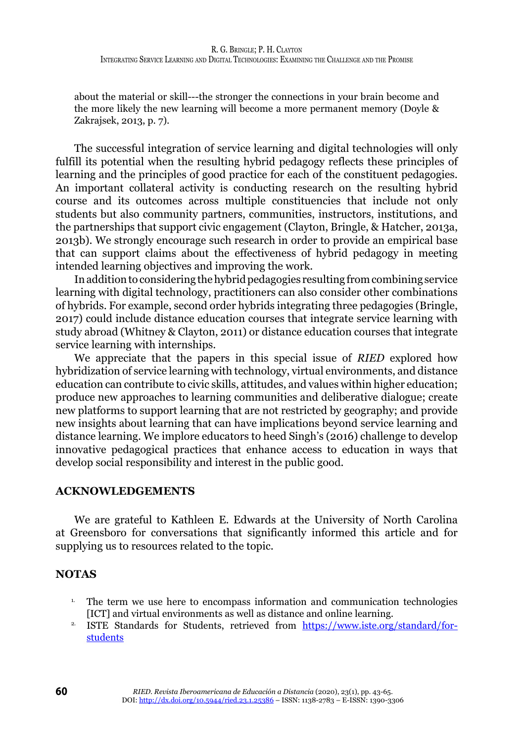about the material or skill---the stronger the connections in your brain become and the more likely the new learning will become a more permanent memory (Doyle & Zakrajsek, 2013, p. 7).

The successful integration of service learning and digital technologies will only fulfill its potential when the resulting hybrid pedagogy reflects these principles of learning and the principles of good practice for each of the constituent pedagogies. An important collateral activity is conducting research on the resulting hybrid course and its outcomes across multiple constituencies that include not only students but also community partners, communities, instructors, institutions, and the partnerships that support civic engagement (Clayton, Bringle, & Hatcher, 2013a, 2013b). We strongly encourage such research in order to provide an empirical base that can support claims about the effectiveness of hybrid pedagogy in meeting intended learning objectives and improving the work.

In addition to considering the hybrid pedagogies resulting from combining service learning with digital technology, practitioners can also consider other combinations of hybrids. For example, second order hybrids integrating three pedagogies (Bringle, 2017) could include distance education courses that integrate service learning with study abroad (Whitney & Clayton, 2011) or distance education courses that integrate service learning with internships.

We appreciate that the papers in this special issue of *RIED* explored how hybridization of service learning with technology, virtual environments, and distance education can contribute to civic skills, attitudes, and values within higher education; produce new approaches to learning communities and deliberative dialogue; create new platforms to support learning that are not restricted by geography; and provide new insights about learning that can have implications beyond service learning and distance learning. We implore educators to heed Singh's (2016) challenge to develop innovative pedagogical practices that enhance access to education in ways that develop social responsibility and interest in the public good.

## ACKNOWLEDGEMENTS

We are grateful to Kathleen E. Edwards at the University of North Carolina at Greensboro for conversations that significantly informed this article and for supplying us to resources related to the topic.

## NOTAS

1. The term we use here to encompass information and communication technologies [ICT] and virtual environments as well as distance and online learning.
2. ISTE Standards for Students, retrieved from https://www.iste.org/standard/for-students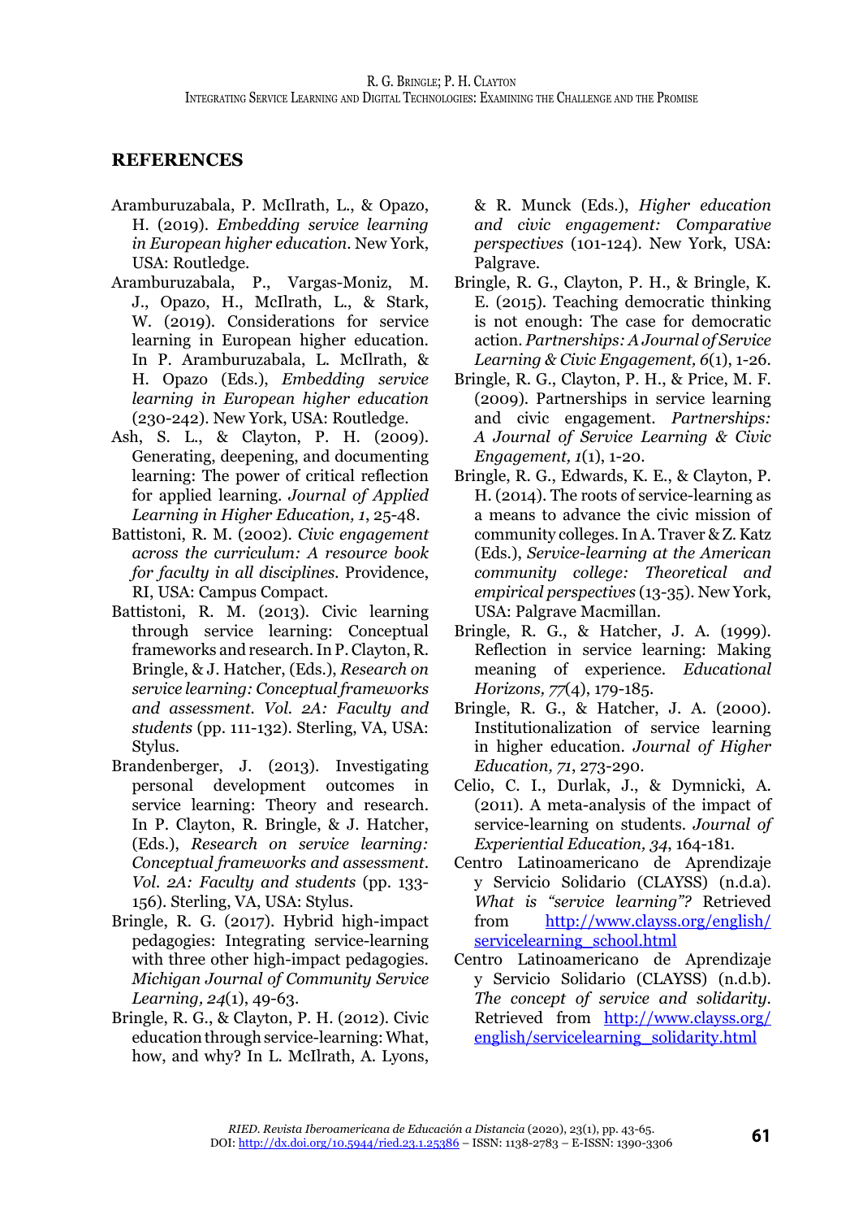## REFERENCES

Aramburuzabala, P. McIlrath, L., & Opazo, H. (2019). *Embedding service learning in European higher education*. New York, USA: Routledge.

Aramburuzabala, P., Vargas-Moniz, M. J., Opazo, H., McIlrath, L., & Stark, W. (2019). Considerations for service learning in European higher education. In P. Aramburuzabala, L. McIlrath, & H. Opazo (Eds.), *Embedding service learning in European higher education* (230-242). New York, USA: Routledge.

Ash, S. L., & Clayton, P. H. (2009). Generating, deepening, and documenting learning: The power of critical reflection for applied learning. *Journal of Applied Learning in Higher Education, 1*, 25-48.

Battistoni, R. M. (2002). *Civic engagement across the curriculum: A resource book for faculty in all disciplines.* Providence, RI, USA: Campus Compact.

Battistoni, R. M. (2013). Civic learning through service learning: Conceptual frameworks and research. In P. Clayton, R. Bringle, & J. Hatcher, (Eds.), *Research on service learning: Conceptual frameworks and assessment. Vol. 2A: Faculty and students* (pp. 111-132). Sterling, VA, USA: Stylus.

Brandenberger, J. (2013). Investigating personal development outcomes in service learning: Theory and research. In P. Clayton, R. Bringle, & J. Hatcher, (Eds.), *Research on service learning: Conceptual frameworks and assessment. Vol. 2A: Faculty and students* (pp. 133-156). Sterling, VA, USA: Stylus.

Bringle, R. G. (2017). Hybrid high-impact pedagogies: Integrating service-learning with three other high-impact pedagogies. *Michigan Journal of Community Service Learning, 24*(1), 49-63.

Bringle, R. G., & Clayton, P. H. (2012). Civic education through service-learning: What, how, and why? In L. McIlrath, A. Lyons, & R. Munck (Eds.), *Higher education and civic engagement: Comparative perspectives* (101-124). New York, USA: Palgrave.

Bringle, R. G., Clayton, P. H., & Bringle, K. E. (2015). Teaching democratic thinking is not enough: The case for democratic action. *Partnerships: A Journal of Service Learning & Civic Engagement, 6*(1), 1-26.

Bringle, R. G., Clayton, P. H., & Price, M. F. (2009). Partnerships in service learning and civic engagement. *Partnerships: A Journal of Service Learning & Civic Engagement, 1*(1), 1-20.

Bringle, R. G., Edwards, K. E., & Clayton, P. H. (2014). The roots of service-learning as a means to advance the civic mission of community colleges. In A. Traver & Z. Katz (Eds.), *Service-learning at the American community college: Theoretical and empirical perspectives* (13-35). New York, USA: Palgrave Macmillan.

Bringle, R. G., & Hatcher, J. A. (1999). Reflection in service learning: Making meaning of experience. *Educational Horizons, 77*(4), 179-185.

Bringle, R. G., & Hatcher, J. A. (2000). Institutionalization of service learning in higher education. *Journal of Higher Education, 71*, 273-290.

Celio, C. I., Durlak, J., & Dymnicki, A. (2011). A meta-analysis of the impact of service-learning on students. *Journal of Experiential Education, 34*, 164-181.

Centro Latinoamericano de Aprendizaje y Servicio Solidario (CLAYSS) (n.d.a). *What is "service learning"?* Retrieved from http://www.clayss.org/english/servicelearning_school.html

Centro Latinoamericano de Aprendizaje y Servicio Solidario (CLAYSS) (n.d.b). *The concept of service and solidarity.* Retrieved from http://www.clayss.org/english/servicelearning_solidarity.html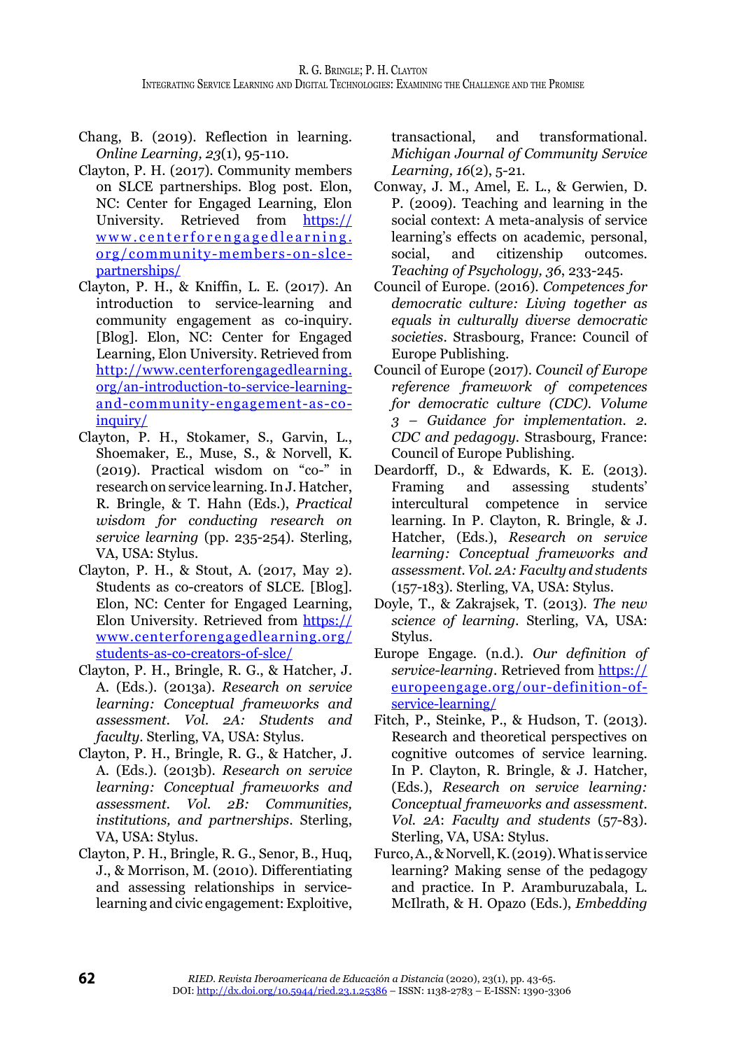Chang, B. (2019). Reflection in learning. *Online Learning, 23*(1), 95-110.

Clayton, P. H. (2017). Community members on SLCE partnerships. Blog post. Elon, NC: Center for Engaged Learning, Elon University. Retrieved from https://www.centerforengagedlearning.org/community-members-on-slce-partnerships/

Clayton, P. H., & Kniffin, L. E. (2017). An introduction to service-learning and community engagement as co-inquiry. [Blog]. Elon, NC: Center for Engaged Learning, Elon University. Retrieved from http://www.centerforengagedlearning.org/an-introduction-to-service-learning-and-community-engagement-as-co-inquiry/

Clayton, P. H., Stokamer, S., Garvin, L., Shoemaker, E., Muse, S., & Norvell, K. (2019). Practical wisdom on "co-" in research on service learning. In J. Hatcher, R. Bringle, & T. Hahn (Eds.), *Practical wisdom for conducting research on service learning* (pp. 235-254). Sterling, VA, USA: Stylus.

Clayton, P. H., & Stout, A. (2017, May 2). Students as co-creators of SLCE. [Blog]. Elon, NC: Center for Engaged Learning, Elon University. Retrieved from https://www.centerforengagedlearning.org/students-as-co-creators-of-slce/

Clayton, P. H., Bringle, R. G., & Hatcher, J. A. (Eds.). (2013a). *Research on service learning: Conceptual frameworks and assessment. Vol. 2A: Students and faculty*. Sterling, VA, USA: Stylus.

Clayton, P. H., Bringle, R. G., & Hatcher, J. A. (Eds.). (2013b). *Research on service learning: Conceptual frameworks and assessment. Vol. 2B: Communities, institutions, and partnerships*. Sterling, VA, USA: Stylus.

Clayton, P. H., Bringle, R. G., Senor, B., Huq, J., & Morrison, M. (2010). Differentiating and assessing relationships in service-learning and civic engagement: Exploitive, transactional, and transformational. *Michigan Journal of Community Service Learning, 16*(2), 5-21.

Conway, J. M., Amel, E. L., & Gerwien, D. P. (2009). Teaching and learning in the social context: A meta-analysis of service learning's effects on academic, personal, social, and citizenship outcomes. *Teaching of Psychology, 36*, 233-245.

Council of Europe. (2016). *Competences for democratic culture: Living together as equals in culturally diverse democratic societies*. Strasbourg, France: Council of Europe Publishing.

Council of Europe (2017). *Council of Europe reference framework of competences for democratic culture (CDC). Volume 3 – Guidance for implementation. 2. CDC and pedagogy*. Strasbourg, France: Council of Europe Publishing.

Deardorff, D., & Edwards, K. E. (2013). Framing and assessing students' intercultural competence in service learning. In P. Clayton, R. Bringle, & J. Hatcher, (Eds.), *Research on service learning: Conceptual frameworks and assessment. Vol. 2A: Faculty and students* (157-183). Sterling, VA, USA: Stylus.

Doyle, T., & Zakrajsek, T. (2013). *The new science of learning*. Sterling, VA, USA: Stylus.

Europe Engage. (n.d.). *Our definition of service-learning*. Retrieved from https://europeengage.org/our-definition-of-service-learning/

Fitch, P., Steinke, P., & Hudson, T. (2013). Research and theoretical perspectives on cognitive outcomes of service learning. In P. Clayton, R. Bringle, & J. Hatcher, (Eds.), *Research on service learning: Conceptual frameworks and assessment. Vol. 2A: Faculty and students* (57-83). Sterling, VA, USA: Stylus.

Furco, A., & Norvell, K. (2019). What is service learning? Making sense of the pedagogy and practice. In P. Aramburuzabala, L. McIlrath, & H. Opazo (Eds.), *Embedding*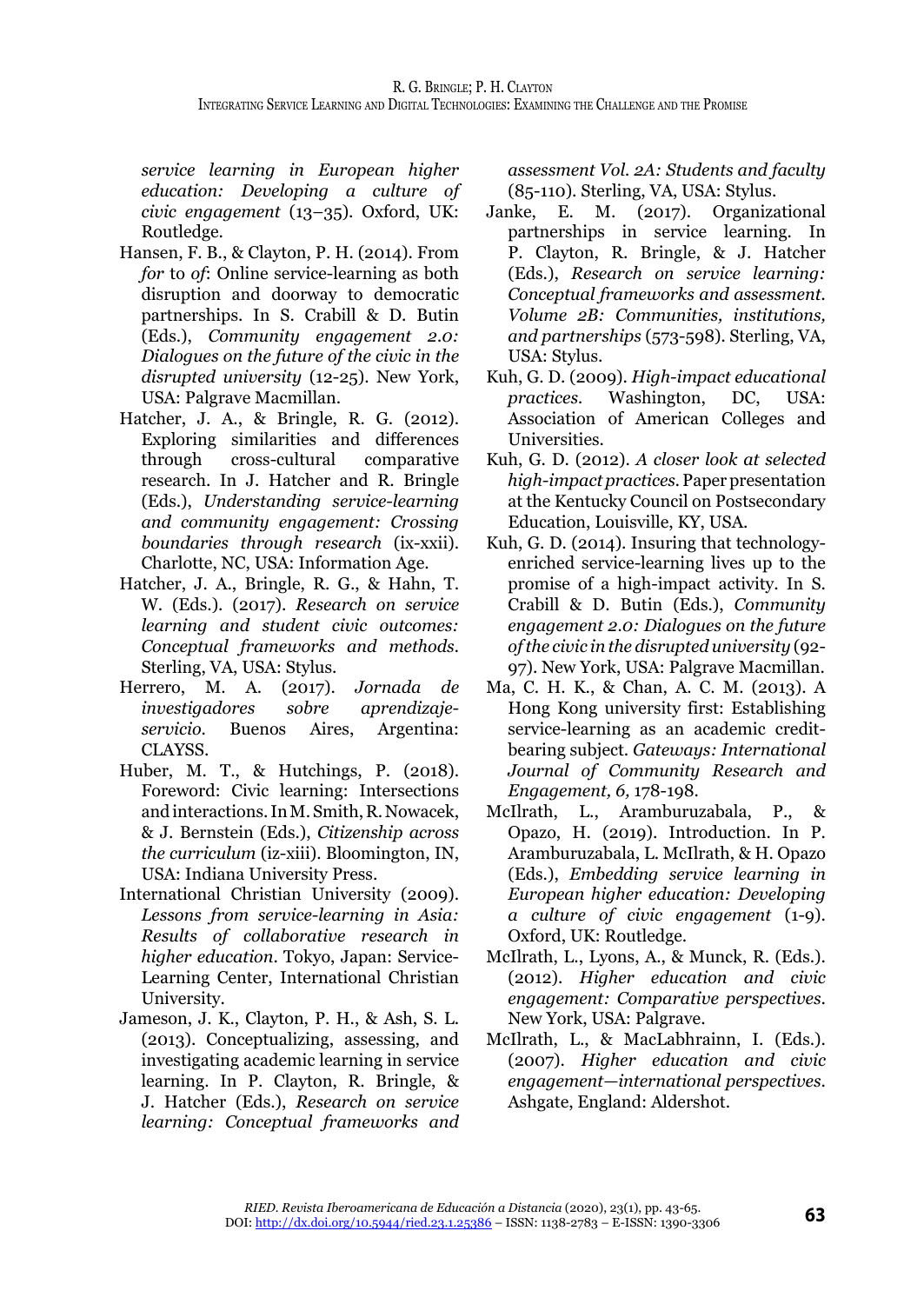*service learning in European higher education: Developing a culture of civic engagement* (13–35). Oxford, UK: Routledge.

Hansen, F. B., & Clayton, P. H. (2014). From *for* to *of*: Online service-learning as both disruption and doorway to democratic partnerships. In S. Crabill & D. Butin (Eds.), *Community engagement 2.0: Dialogues on the future of the civic in the disrupted university* (12-25). New York, USA: Palgrave Macmillan.

Hatcher, J. A., & Bringle, R. G. (2012). Exploring similarities and differences through cross-cultural comparative research. In J. Hatcher and R. Bringle (Eds.), *Understanding service-learning and community engagement: Crossing boundaries through research* (ix-xxii). Charlotte, NC, USA: Information Age.

Hatcher, J. A., Bringle, R. G., & Hahn, T. W. (Eds.). (2017). *Research on service learning and student civic outcomes: Conceptual frameworks and methods*. Sterling, VA, USA: Stylus.

Herrero, M. A. (2017). *Jornada de investigadores sobre aprendizaje-servicio*. Buenos Aires, Argentina: CLAYSS.

Huber, M. T., & Hutchings, P. (2018). Foreword: Civic learning: Intersections and interactions. In M. Smith, R. Nowacek, & J. Bernstein (Eds.), *Citizenship across the curriculum* (iz-xiii). Bloomington, IN, USA: Indiana University Press.

International Christian University (2009). *Lessons from service-learning in Asia: Results of collaborative research in higher education*. Tokyo, Japan: Service-Learning Center, International Christian University.

Jameson, J. K., Clayton, P. H., & Ash, S. L. (2013). Conceptualizing, assessing, and investigating academic learning in service learning. In P. Clayton, R. Bringle, & J. Hatcher (Eds.), *Research on service learning: Conceptual frameworks and assessment Vol. 2A: Students and faculty* (85-110). Sterling, VA, USA: Stylus.

Janke, E. M. (2017). Organizational partnerships in service learning. In P. Clayton, R. Bringle, & J. Hatcher (Eds.), *Research on service learning: Conceptual frameworks and assessment. Volume 2B: Communities, institutions, and partnerships* (573-598). Sterling, VA, USA: Stylus.

Kuh, G. D. (2009). *High-impact educational practices.* Washington, DC, USA: Association of American Colleges and Universities.

Kuh, G. D. (2012). *A closer look at selected high-impact practices.* Paper presentation at the Kentucky Council on Postsecondary Education, Louisville, KY, USA.

Kuh, G. D. (2014). Insuring that technology-enriched service-learning lives up to the promise of a high-impact activity. In S. Crabill & D. Butin (Eds.), *Community engagement 2.0: Dialogues on the future of the civic in the disrupted university* (92-97). New York, USA: Palgrave Macmillan.

Ma, C. H. K., & Chan, A. C. M. (2013). A Hong Kong university first: Establishing service-learning as an academic credit-bearing subject. *Gateways: International Journal of Community Research and Engagement, 6,* 178-198.

McIlrath, L., Aramburuzabala, P., & Opazo, H. (2019). Introduction. In P. Aramburuzabala, L. McIlrath, & H. Opazo (Eds.), *Embedding service learning in European higher education: Developing a culture of civic engagement* (1-9). Oxford, UK: Routledge.

McIlrath, L., Lyons, A., & Munck, R. (Eds.). (2012). *Higher education and civic engagement: Comparative perspectives.* New York, USA: Palgrave.

McIlrath, L., & MacLabhrainn, I. (Eds.). (2007). *Higher education and civic engagement—international perspectives.* Ashgate, England: Aldershot.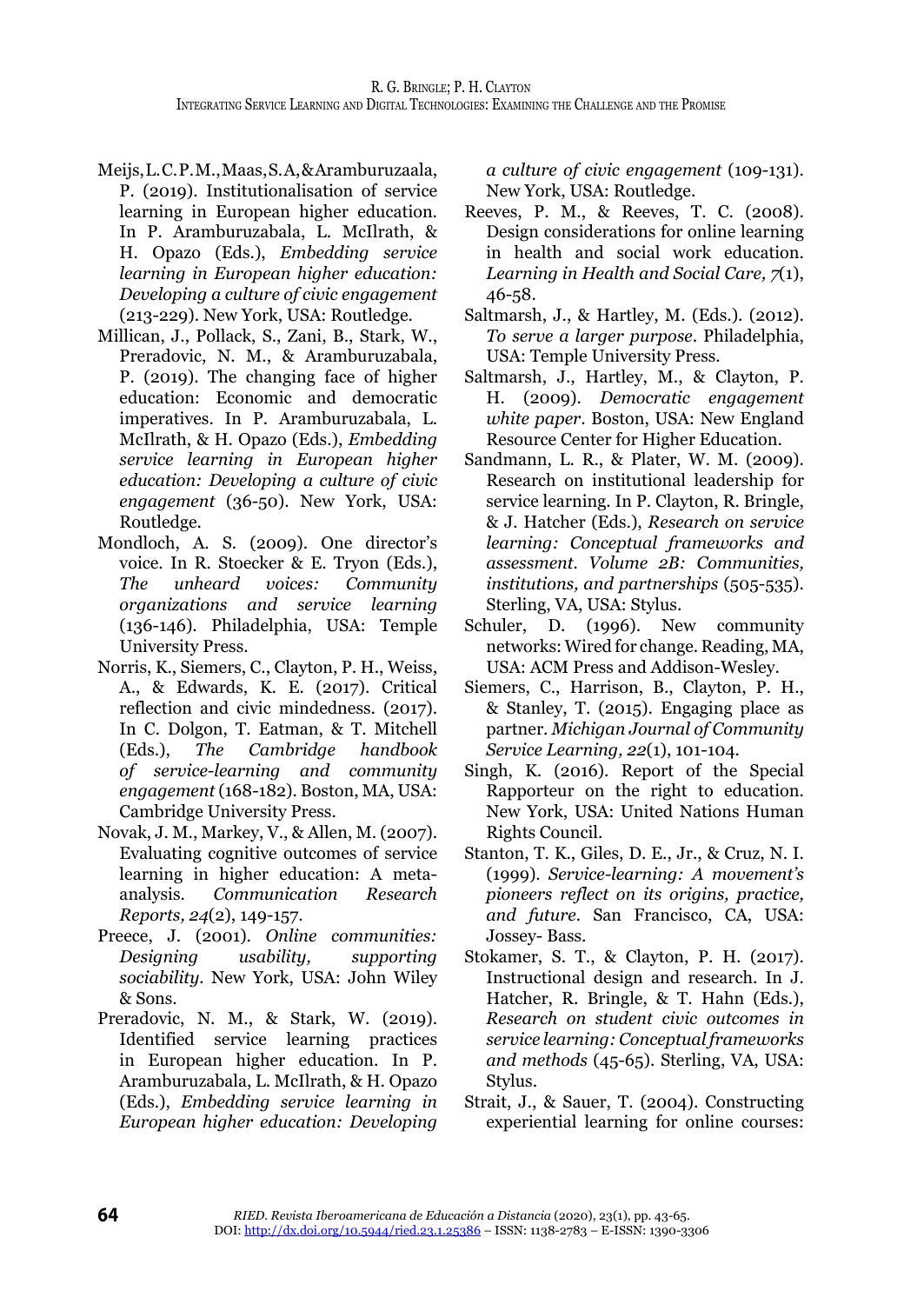Meijs, L. C. P. M., Maas, S. A, & Aramburuzaala, P. (2019). Institutionalisation of service learning in European higher education. In P. Aramburuzabala, L. McIlrath, & H. Opazo (Eds.), *Embedding service learning in European higher education: Developing a culture of civic engagement* (213-229). New York, USA: Routledge.

Millican, J., Pollack, S., Zani, B., Stark, W., Preradovic, N. M., & Aramburuzabala, P. (2019). The changing face of higher education: Economic and democratic imperatives. In P. Aramburuzabala, L. McIlrath, & H. Opazo (Eds.), *Embedding service learning in European higher education: Developing a culture of civic engagement* (36-50). New York, USA: Routledge.

Mondloch, A. S. (2009). One director's voice. In R. Stoecker & E. Tryon (Eds.), *The unheard voices: Community organizations and service learning* (136-146). Philadelphia, USA: Temple University Press.

Norris, K., Siemers, C., Clayton, P. H., Weiss, A., & Edwards, K. E. (2017). Critical reflection and civic mindedness. (2017). In C. Dolgon, T. Eatman, & T. Mitchell (Eds.), *The Cambridge handbook of service-learning and community engagement* (168-182). Boston, MA, USA: Cambridge University Press.

Novak, J. M., Markey, V., & Allen, M. (2007). Evaluating cognitive outcomes of service learning in higher education: A meta-analysis. *Communication Research Reports, 24*(2), 149-157.

Preece, J. (2001). *Online communities: Designing usability, supporting sociability*. New York, USA: John Wiley & Sons.

Preradovic, N. M., & Stark, W. (2019). Identified service learning practices in European higher education. In P. Aramburuzabala, L. McIlrath, & H. Opazo (Eds.), *Embedding service learning in European higher education: Developing a culture of civic engagement* (109-131). New York, USA: Routledge.

Reeves, P. M., & Reeves, T. C. (2008). Design considerations for online learning in health and social work education. *Learning in Health and Social Care, 7*(1), 46-58.

Saltmarsh, J., & Hartley, M. (Eds.). (2012). *To serve a larger purpose*. Philadelphia, USA: Temple University Press.

Saltmarsh, J., Hartley, M., & Clayton, P. H. (2009). *Democratic engagement white paper*. Boston, USA: New England Resource Center for Higher Education.

Sandmann, L. R., & Plater, W. M. (2009). Research on institutional leadership for service learning. In P. Clayton, R. Bringle, & J. Hatcher (Eds.), *Research on service learning: Conceptual frameworks and assessment. Volume 2B: Communities, institutions, and partnerships* (505-535). Sterling, VA, USA: Stylus.

Schuler, D. (1996). New community networks: Wired for change. Reading, MA, USA: ACM Press and Addison-Wesley.

Siemers, C., Harrison, B., Clayton, P. H., & Stanley, T. (2015). Engaging place as partner. *Michigan Journal of Community Service Learning, 22*(1), 101-104.

Singh, K. (2016). Report of the Special Rapporteur on the right to education. New York, USA: United Nations Human Rights Council.

Stanton, T. K., Giles, D. E., Jr., & Cruz, N. I. (1999). *Service-learning: A movement's pioneers reflect on its origins, practice, and future*. San Francisco, CA, USA: Jossey- Bass.

Stokamer, S. T., & Clayton, P. H. (2017). Instructional design and research. In J. Hatcher, R. Bringle, & T. Hahn (Eds.), *Research on student civic outcomes in service learning: Conceptual frameworks and methods* (45-65). Sterling, VA, USA: Stylus.

Strait, J., & Sauer, T. (2004). Constructing experiential learning for online courses: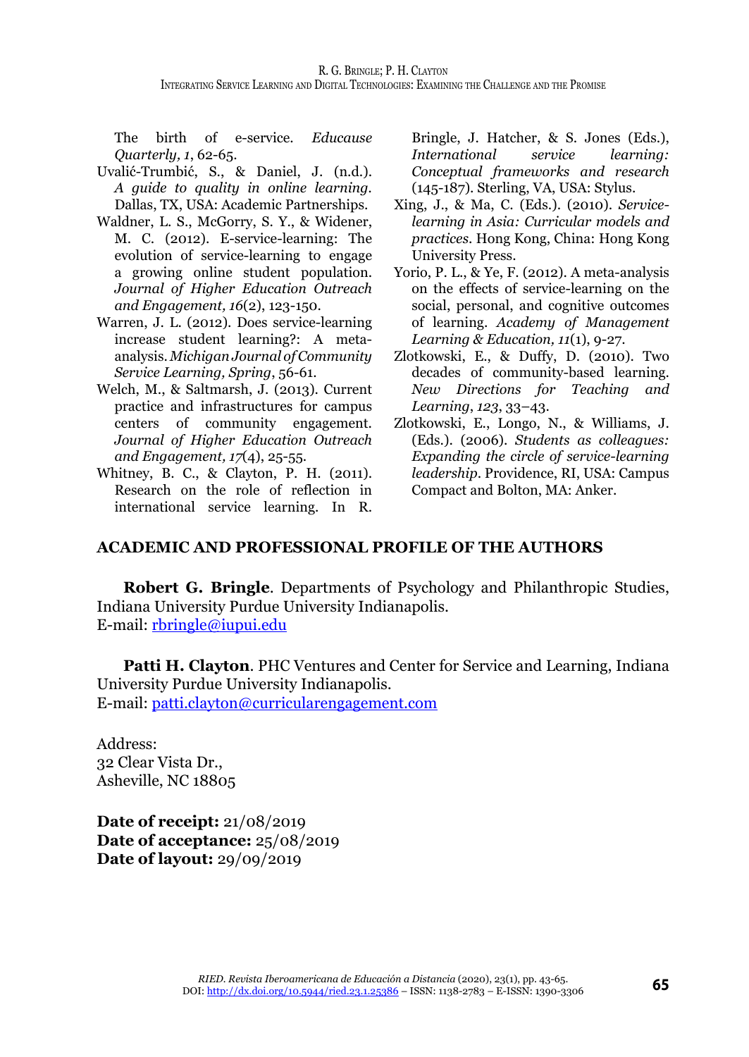The birth of e-service. *Educause Quarterly, 1*, 62-65.

Uvalić-Trumbić, S., & Daniel, J. (n.d.). *A guide to quality in online learning*. Dallas, TX, USA: Academic Partnerships.

Waldner, L. S., McGorry, S. Y., & Widener, M. C. (2012). E-service-learning: The evolution of service-learning to engage a growing online student population. *Journal of Higher Education Outreach and Engagement, 16*(2), 123-150.

Warren, J. L. (2012). Does service-learning increase student learning?: A meta-analysis. *Michigan Journal of Community Service Learning, Spring*, 56-61.

Welch, M., & Saltmarsh, J. (2013). Current practice and infrastructures for campus centers of community engagement. *Journal of Higher Education Outreach and Engagement, 17*(4), 25-55.

Whitney, B. C., & Clayton, P. H. (2011). Research on the role of reflection in international service learning. In R. Bringle, J. Hatcher, & S. Jones (Eds.), *International service learning: Conceptual frameworks and research* (145-187). Sterling, VA, USA: Stylus.

Xing, J., & Ma, C. (Eds.). (2010). *Service-learning in Asia: Curricular models and practices*. Hong Kong, China: Hong Kong University Press.

Yorio, P. L., & Ye, F. (2012). A meta-analysis on the effects of service-learning on the social, personal, and cognitive outcomes of learning. *Academy of Management Learning & Education, 11*(1), 9-27.

Zlotkowski, E., & Duffy, D. (2010). Two decades of community-based learning. *New Directions for Teaching and Learning*, *123*, 33–43.

Zlotkowski, E., Longo, N., & Williams, J. (Eds.). (2006). *Students as colleagues: Expanding the circle of service-learning leadership*. Providence, RI, USA: Campus Compact and Bolton, MA: Anker.

## ACADEMIC AND PROFESSIONAL PROFILE OF THE AUTHORS

**Robert G. Bringle**. Departments of Psychology and Philanthropic Studies, Indiana University Purdue University Indianapolis.
E-mail: rbringle@iupui.edu

**Patti H. Clayton**. PHC Ventures and Center for Service and Learning, Indiana University Purdue University Indianapolis.
E-mail: patti.clayton@curricularengagement.com

Address:
32 Clear Vista Dr.,
Asheville, NC 18805

**Date of receipt:** 21/08/2019
**Date of acceptance:** 25/08/2019
**Date of layout:** 29/09/2019